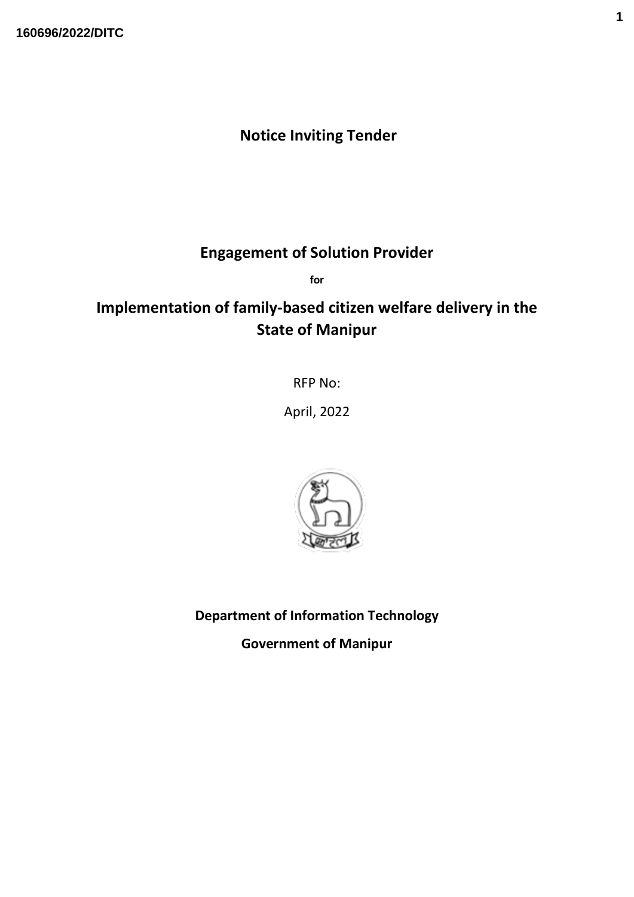# Notice Inviting Tender

## Engagement of Solution Provider

**for**

## Implementation of family-based citizen welfare delivery in the State of Manipur

RFP No:

April, 2022

**Department of Information Technology**

**Government of Manipur**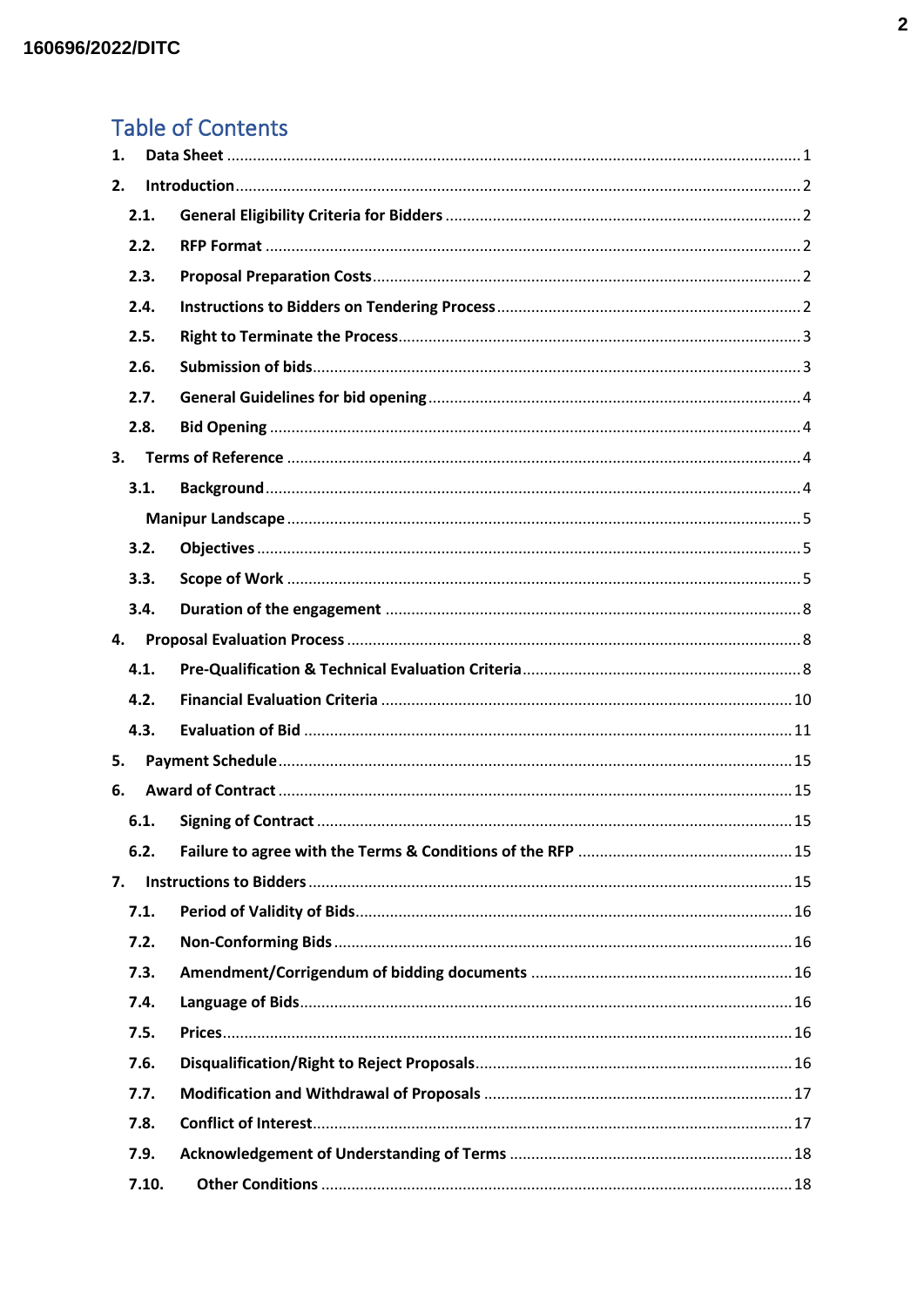# Table of Contents

1. **Data Sheet** ... 1
2. **Introduction** ... 2
   - 2.1. **General Eligibility Criteria for Bidders** ... 2
   - 2.2. **RFP Format** ... 2
   - 2.3. **Proposal Preparation Costs** ... 2
   - 2.4. **Instructions to Bidders on Tendering Process** ... 2
   - 2.5. **Right to Terminate the Process** ... 3
   - 2.6. **Submission of bids** ... 3
   - 2.7. **General Guidelines for bid opening** ... 4
   - 2.8. **Bid Opening** ... 4
3. **Terms of Reference** ... 4
   - 3.1. **Background** ... 4
   - **Manipur Landscape** ... 5
   - 3.2. **Objectives** ... 5
   - 3.3. **Scope of Work** ... 5
   - 3.4. **Duration of the engagement** ... 8
4. **Proposal Evaluation Process** ... 8
   - 4.1. **Pre-Qualification & Technical Evaluation Criteria** ... 8
   - 4.2. **Financial Evaluation Criteria** ... 10
   - 4.3. **Evaluation of Bid** ... 11
5. **Payment Schedule** ... 15
6. **Award of Contract** ... 15
   - 6.1. **Signing of Contract** ... 15
   - 6.2. **Failure to agree with the Terms & Conditions of the RFP** ... 15
7. **Instructions to Bidders** ... 15
   - 7.1. **Period of Validity of Bids** ... 16
   - 7.2. **Non-Conforming Bids** ... 16
   - 7.3. **Amendment/Corrigendum of bidding documents** ... 16
   - 7.4. **Language of Bids** ... 16
   - 7.5. **Prices** ... 16
   - 7.6. **Disqualification/Right to Reject Proposals** ... 16
   - 7.7. **Modification and Withdrawal of Proposals** ... 17
   - 7.8. **Conflict of Interest** ... 17
   - 7.9. **Acknowledgement of Understanding of Terms** ... 18
   - 7.10. **Other Conditions** ... 18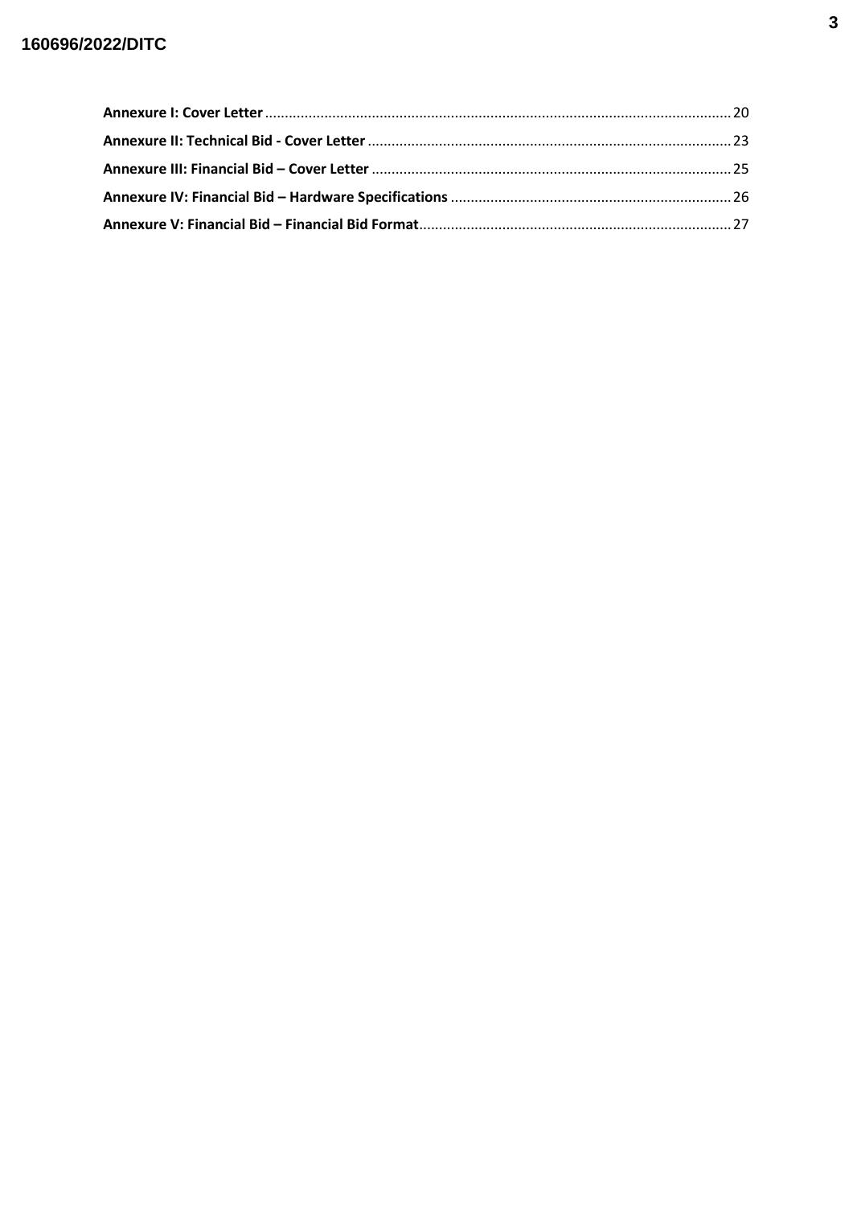**Annexure I: Cover Letter** .... 20

**Annexure II: Technical Bid - Cover Letter** .... 23

**Annexure III: Financial Bid – Cover Letter** .... 25

**Annexure IV: Financial Bid – Hardware Specifications** .... 26

**Annexure V: Financial Bid – Financial Bid Format** .... 27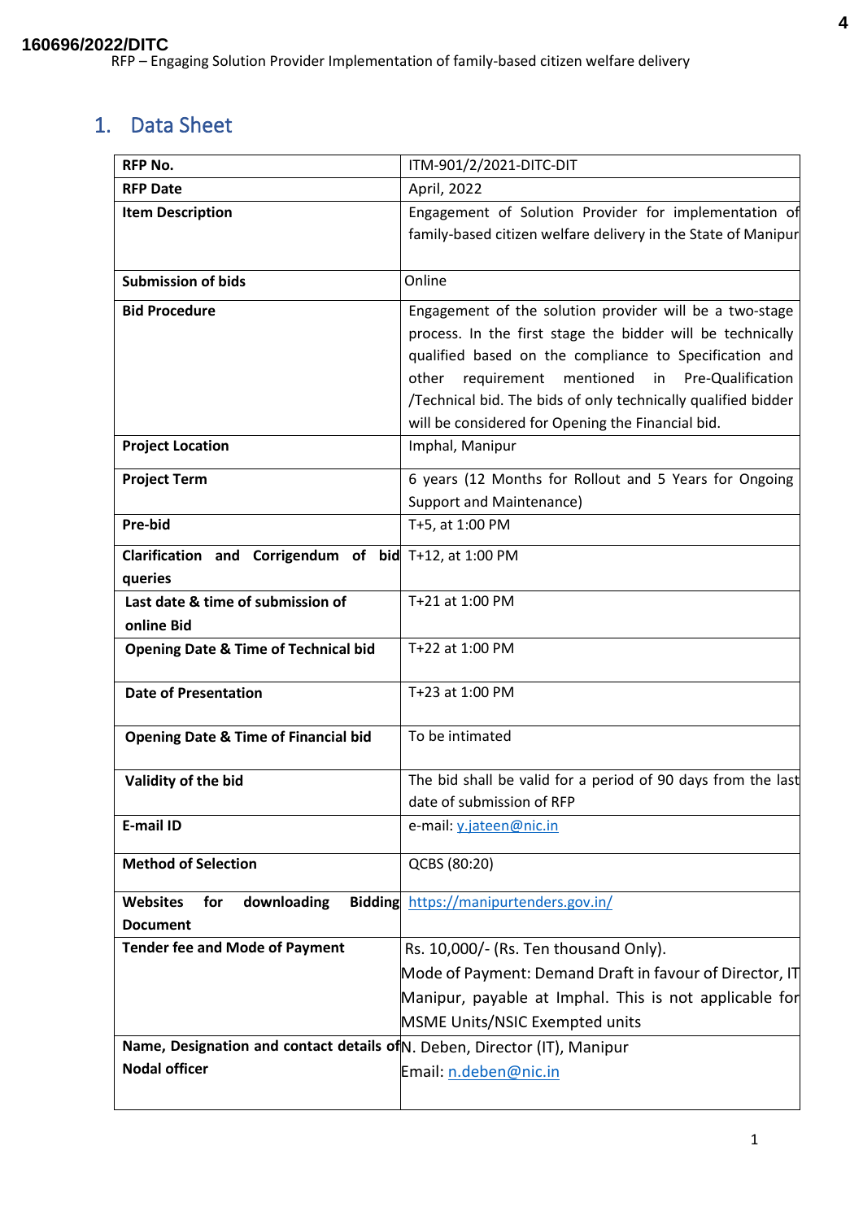# 1. Data Sheet

| | |
|---|---|
| **RFP No.** | ITM-901/2/2021-DITC-DIT |
| **RFP Date** | April, 2022 |
| **Item Description** | Engagement of Solution Provider for implementation of family-based citizen welfare delivery in the State of Manipur |
| **Submission of bids** | Online |
| **Bid Procedure** | Engagement of the solution provider will be a two-stage process. In the first stage the bidder will be technically qualified based on the compliance to Specification and other requirement mentioned in Pre-Qualification /Technical bid. The bids of only technically qualified bidder will be considered for Opening the Financial bid. |
| **Project Location** | Imphal, Manipur |
| **Project Term** | 6 years (12 Months for Rollout and 5 Years for Ongoing Support and Maintenance) |
| **Pre-bid** | T+5, at 1:00 PM |
| **Clarification and Corrigendum of bid queries** | T+12, at 1:00 PM |
| **Last date & time of submission of online Bid** | T+21 at 1:00 PM |
| **Opening Date & Time of Technical bid** | T+22 at 1:00 PM |
| **Date of Presentation** | T+23 at 1:00 PM |
| **Opening Date & Time of Financial bid** | To be intimated |
| **Validity of the bid** | The bid shall be valid for a period of 90 days from the last date of submission of RFP |
| **E-mail ID** | e-mail: y.jateen@nic.in |
| **Method of Selection** | QCBS (80:20) |
| **Websites for downloading Bidding Document** | https://manipurtenders.gov.in/ |
| **Tender fee and Mode of Payment** | Rs. 10,000/- (Rs. Ten thousand Only).<br>Mode of Payment: Demand Draft in favour of Director, IT Manipur, payable at Imphal. This is not applicable for MSME Units/NSIC Exempted units |
| **Name, Designation and contact details of Nodal officer** | N. Deben, Director (IT), Manipur<br>Email: n.deben@nic.in |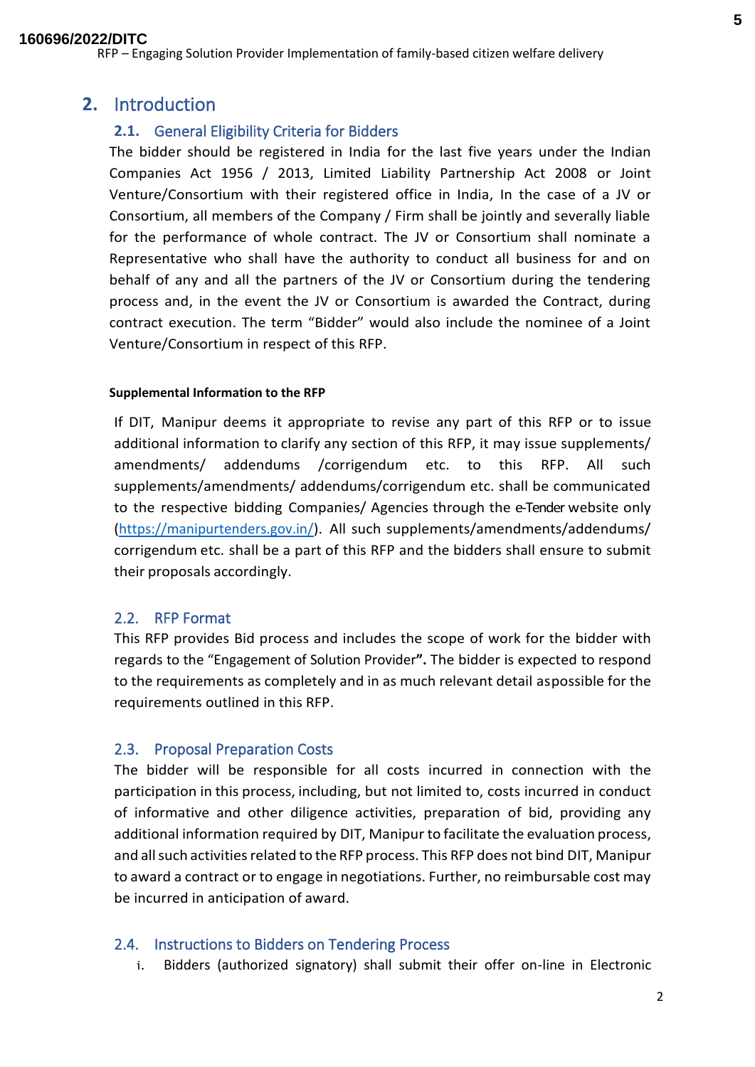## 2. Introduction

### 2.1. General Eligibility Criteria for Bidders

The bidder should be registered in India for the last five years under the Indian Companies Act 1956 / 2013, Limited Liability Partnership Act 2008 or Joint Venture/Consortium with their registered office in India, In the case of a JV or Consortium, all members of the Company / Firm shall be jointly and severally liable for the performance of whole contract. The JV or Consortium shall nominate a Representative who shall have the authority to conduct all business for and on behalf of any and all the partners of the JV or Consortium during the tendering process and, in the event the JV or Consortium is awarded the Contract, during contract execution. The term "Bidder" would also include the nominee of a Joint Venture/Consortium in respect of this RFP.

**Supplemental Information to the RFP**

If DIT, Manipur deems it appropriate to revise any part of this RFP or to issue additional information to clarify any section of this RFP, it may issue supplements/ amendments/ addendums /corrigendum etc. to this RFP. All such supplements/amendments/ addendums/corrigendum etc. shall be communicated to the respective bidding Companies/ Agencies through the e-Tender website only (https://manipurtenders.gov.in/). All such supplements/amendments/addendums/ corrigendum etc. shall be a part of this RFP and the bidders shall ensure to submit their proposals accordingly.

### 2.2. RFP Format

This RFP provides Bid process and includes the scope of work for the bidder with regards to the "Engagement of Solution Provider**".** The bidder is expected to respond to the requirements as completely and in as much relevant detail aspossible for the requirements outlined in this RFP.

### 2.3. Proposal Preparation Costs

The bidder will be responsible for all costs incurred in connection with the participation in this process, including, but not limited to, costs incurred in conduct of informative and other diligence activities, preparation of bid, providing any additional information required by DIT, Manipur to facilitate the evaluation process, and all such activities related to the RFP process. This RFP does not bind DIT, Manipur to award a contract or to engage in negotiations. Further, no reimbursable cost may be incurred in anticipation of award.

### 2.4. Instructions to Bidders on Tendering Process

i. Bidders (authorized signatory) shall submit their offer on-line in Electronic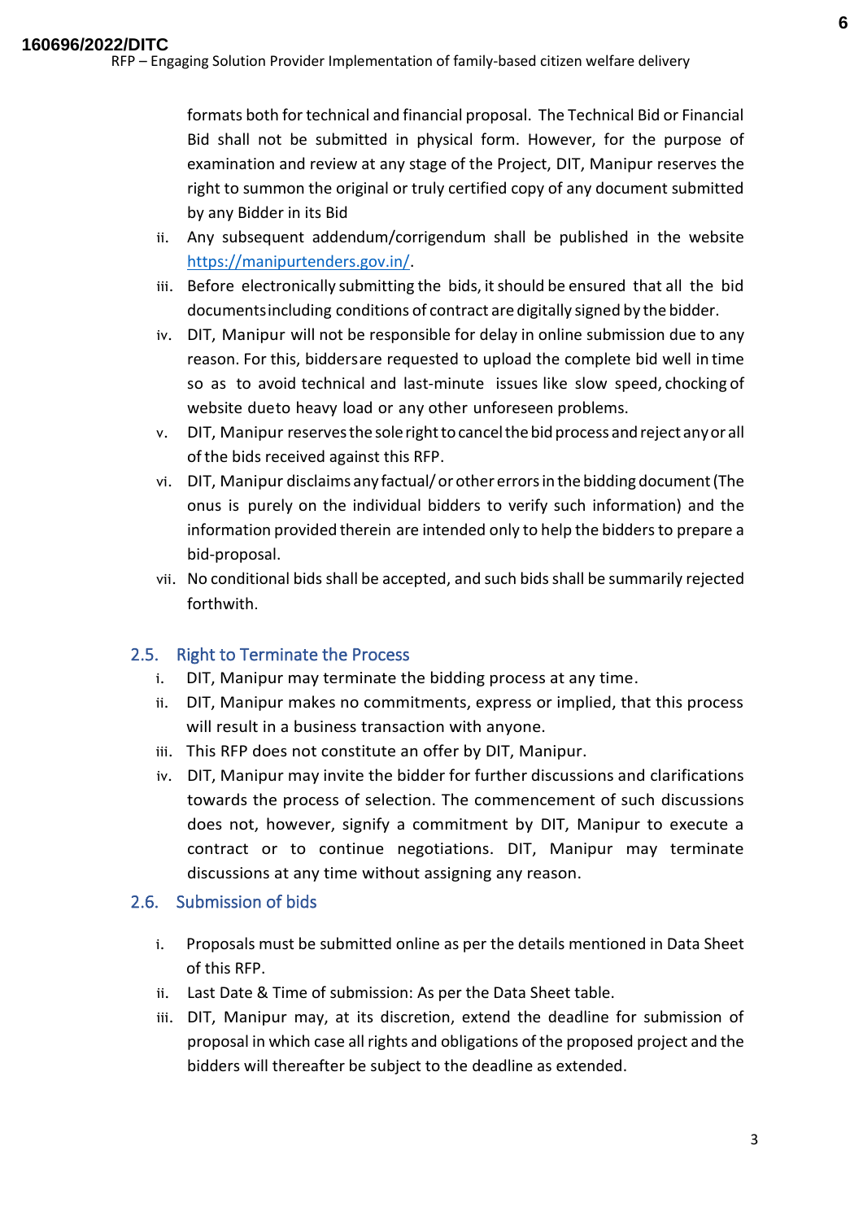formats both for technical and financial proposal. The Technical Bid or Financial Bid shall not be submitted in physical form. However, for the purpose of examination and review at any stage of the Project, DIT, Manipur reserves the right to summon the original or truly certified copy of any document submitted by any Bidder in its Bid

ii. Any subsequent addendum/corrigendum shall be published in the website https://manipurtenders.gov.in/.
iii. Before electronically submitting the bids, it should be ensured that all the bid documents including conditions of contract are digitally signed by the bidder.
iv. DIT, Manipur will not be responsible for delay in online submission due to any reason. For this, bidders are requested to upload the complete bid well in time so as to avoid technical and last-minute issues like slow speed, chocking of website due to heavy load or any other unforeseen problems.
v. DIT, Manipur reserves the sole right to cancel the bid process and reject any or all of the bids received against this RFP.
vi. DIT, Manipur disclaims any factual/ or other errors in the bidding document (The onus is purely on the individual bidders to verify such information) and the information provided therein are intended only to help the bidders to prepare a bid-proposal.
vii. No conditional bids shall be accepted, and such bids shall be summarily rejected forthwith.

## 2.5. Right to Terminate the Process

i. DIT, Manipur may terminate the bidding process at any time.
ii. DIT, Manipur makes no commitments, express or implied, that this process will result in a business transaction with anyone.
iii. This RFP does not constitute an offer by DIT, Manipur.
iv. DIT, Manipur may invite the bidder for further discussions and clarifications towards the process of selection. The commencement of such discussions does not, however, signify a commitment by DIT, Manipur to execute a contract or to continue negotiations. DIT, Manipur may terminate discussions at any time without assigning any reason.

## 2.6. Submission of bids

i. Proposals must be submitted online as per the details mentioned in Data Sheet of this RFP.
ii. Last Date & Time of submission: As per the Data Sheet table.
iii. DIT, Manipur may, at its discretion, extend the deadline for submission of proposal in which case all rights and obligations of the proposed project and the bidders will thereafter be subject to the deadline as extended.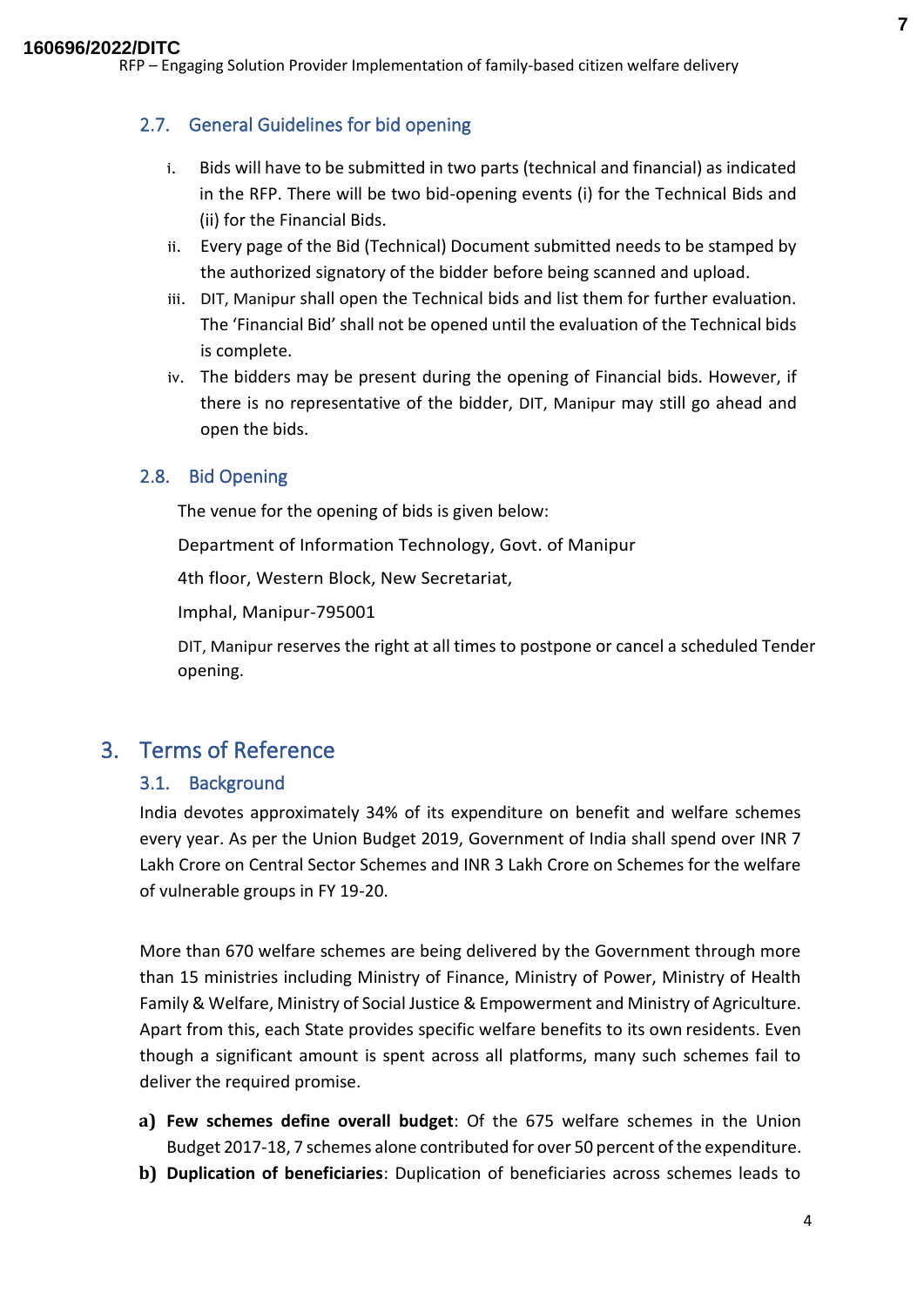### 2.7. General Guidelines for bid opening

i. Bids will have to be submitted in two parts (technical and financial) as indicated in the RFP. There will be two bid-opening events (i) for the Technical Bids and (ii) for the Financial Bids.

ii. Every page of the Bid (Technical) Document submitted needs to be stamped by the authorized signatory of the bidder before being scanned and upload.

iii. DIT, Manipur shall open the Technical bids and list them for further evaluation. The 'Financial Bid' shall not be opened until the evaluation of the Technical bids is complete.

iv. The bidders may be present during the opening of Financial bids. However, if there is no representative of the bidder, DIT, Manipur may still go ahead and open the bids.

### 2.8. Bid Opening

The venue for the opening of bids is given below:

Department of Information Technology, Govt. of Manipur

4th floor, Western Block, New Secretariat,

Imphal, Manipur-795001

DIT, Manipur reserves the right at all times to postpone or cancel a scheduled Tender opening.

## 3. Terms of Reference

### 3.1. Background

India devotes approximately 34% of its expenditure on benefit and welfare schemes every year. As per the Union Budget 2019, Government of India shall spend over INR 7 Lakh Crore on Central Sector Schemes and INR 3 Lakh Crore on Schemes for the welfare of vulnerable groups in FY 19-20.

More than 670 welfare schemes are being delivered by the Government through more than 15 ministries including Ministry of Finance, Ministry of Power, Ministry of Health Family & Welfare, Ministry of Social Justice & Empowerment and Ministry of Agriculture. Apart from this, each State provides specific welfare benefits to its own residents. Even though a significant amount is spent across all platforms, many such schemes fail to deliver the required promise.

a) **Few schemes define overall budget**: Of the 675 welfare schemes in the Union Budget 2017-18, 7 schemes alone contributed for over 50 percent of the expenditure.
b) **Duplication of beneficiaries**: Duplication of beneficiaries across schemes leads to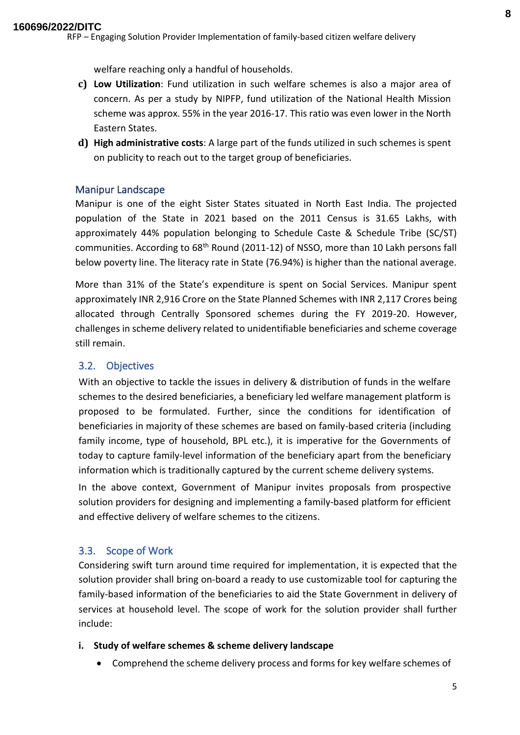welfare reaching only a handful of households.

c) **Low Utilization**: Fund utilization in such welfare schemes is also a major area of concern. As per a study by NIPFP, fund utilization of the National Health Mission scheme was approx. 55% in the year 2016-17. This ratio was even lower in the North Eastern States.

d) **High administrative costs**: A large part of the funds utilized in such schemes is spent on publicity to reach out to the target group of beneficiaries.

### Manipur Landscape

Manipur is one of the eight Sister States situated in North East India. The projected population of the State in 2021 based on the 2011 Census is 31.65 Lakhs, with approximately 44% population belonging to Schedule Caste & Schedule Tribe (SC/ST) communities. According to 68th Round (2011-12) of NSSO, more than 10 Lakh persons fall below poverty line. The literacy rate in State (76.94%) is higher than the national average.

More than 31% of the State's expenditure is spent on Social Services. Manipur spent approximately INR 2,916 Crore on the State Planned Schemes with INR 2,117 Crores being allocated through Centrally Sponsored schemes during the FY 2019-20. However, challenges in scheme delivery related to unidentifiable beneficiaries and scheme coverage still remain.

## 3.2. Objectives

With an objective to tackle the issues in delivery & distribution of funds in the welfare schemes to the desired beneficiaries, a beneficiary led welfare management platform is proposed to be formulated. Further, since the conditions for identification of beneficiaries in majority of these schemes are based on family-based criteria (including family income, type of household, BPL etc.), it is imperative for the Governments of today to capture family-level information of the beneficiary apart from the beneficiary information which is traditionally captured by the current scheme delivery systems.

In the above context, Government of Manipur invites proposals from prospective solution providers for designing and implementing a family-based platform for efficient and effective delivery of welfare schemes to the citizens.

## 3.3. Scope of Work

Considering swift turn around time required for implementation, it is expected that the solution provider shall bring on-board a ready to use customizable tool for capturing the family-based information of the beneficiaries to aid the State Government in delivery of services at household level. The scope of work for the solution provider shall further include:

**i. Study of welfare schemes & scheme delivery landscape**

- Comprehend the scheme delivery process and forms for key welfare schemes of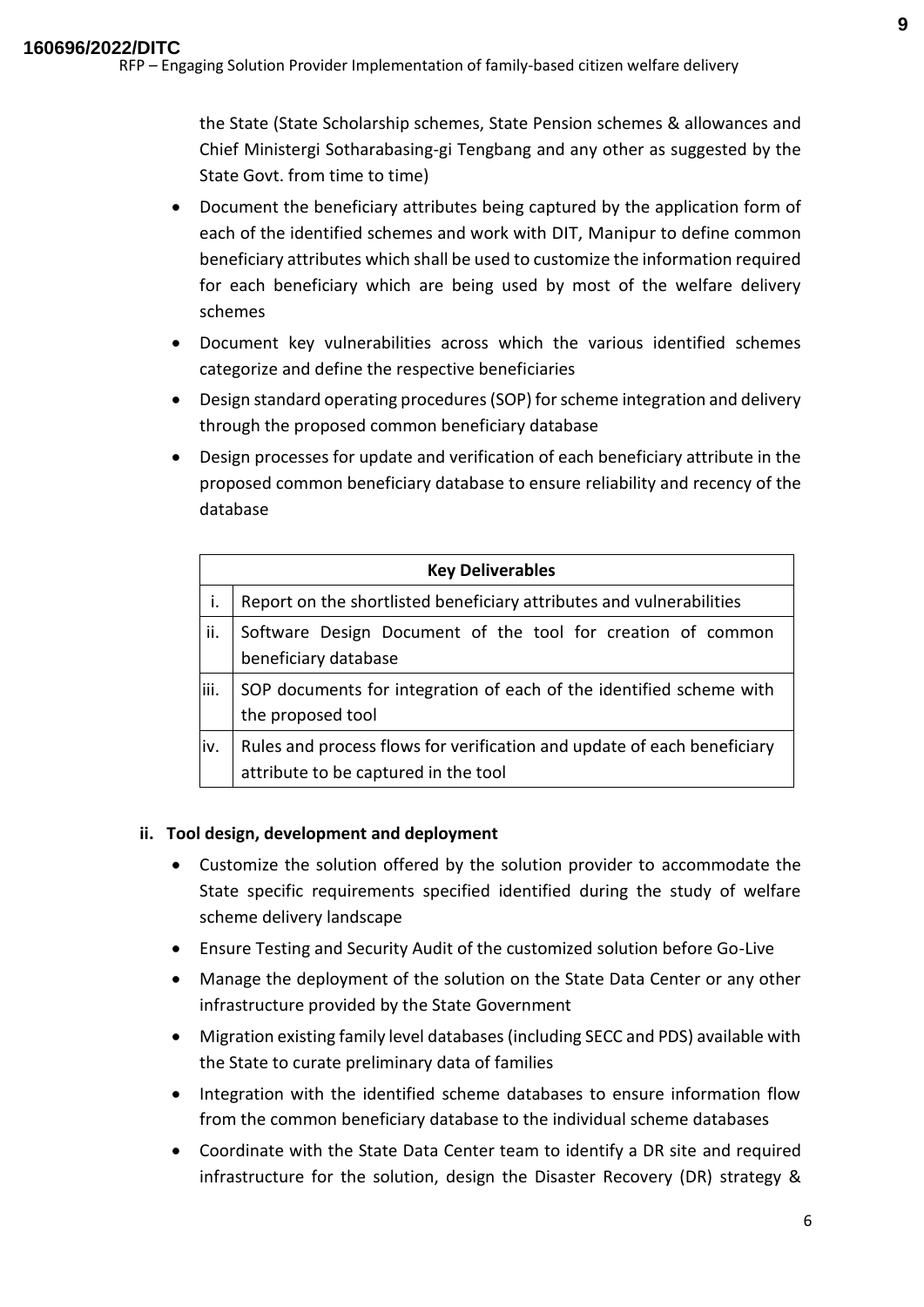the State (State Scholarship schemes, State Pension schemes & allowances and Chief Ministergi Sotharabasing-gi Tengbang and any other as suggested by the State Govt. from time to time)

- Document the beneficiary attributes being captured by the application form of each of the identified schemes and work with DIT, Manipur to define common beneficiary attributes which shall be used to customize the information required for each beneficiary which are being used by most of the welfare delivery schemes
- Document key vulnerabilities across which the various identified schemes categorize and define the respective beneficiaries
- Design standard operating procedures (SOP) for scheme integration and delivery through the proposed common beneficiary database
- Design processes for update and verification of each beneficiary attribute in the proposed common beneficiary database to ensure reliability and recency of the database

| Key Deliverables | |
|---|---|
| i. | Report on the shortlisted beneficiary attributes and vulnerabilities |
| ii. | Software Design Document of the tool for creation of common beneficiary database |
| iii. | SOP documents for integration of each of the identified scheme with the proposed tool |
| iv. | Rules and process flows for verification and update of each beneficiary attribute to be captured in the tool |

**ii. Tool design, development and deployment**

- Customize the solution offered by the solution provider to accommodate the State specific requirements specified identified during the study of welfare scheme delivery landscape
- Ensure Testing and Security Audit of the customized solution before Go-Live
- Manage the deployment of the solution on the State Data Center or any other infrastructure provided by the State Government
- Migration existing family level databases (including SECC and PDS) available with the State to curate preliminary data of families
- Integration with the identified scheme databases to ensure information flow from the common beneficiary database to the individual scheme databases
- Coordinate with the State Data Center team to identify a DR site and required infrastructure for the solution, design the Disaster Recovery (DR) strategy &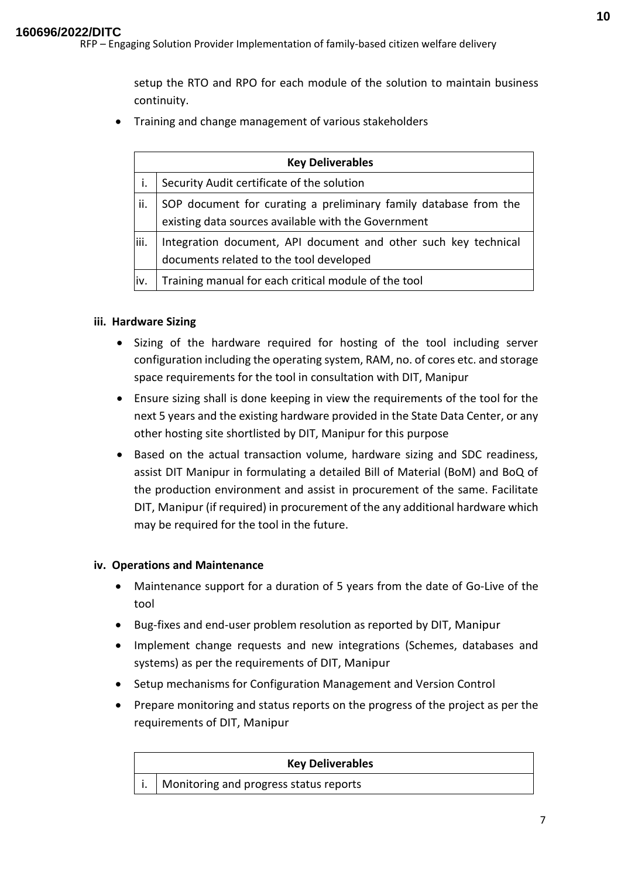setup the RTO and RPO for each module of the solution to maintain business continuity.

- Training and change management of various stakeholders

| Key Deliverables | |
|---|---|
| i. | Security Audit certificate of the solution |
| ii. | SOP document for curating a preliminary family database from the existing data sources available with the Government |
| iii. | Integration document, API document and other such key technical documents related to the tool developed |
| iv. | Training manual for each critical module of the tool |

**iii. Hardware Sizing**

- Sizing of the hardware required for hosting of the tool including server configuration including the operating system, RAM, no. of cores etc. and storage space requirements for the tool in consultation with DIT, Manipur
- Ensure sizing shall is done keeping in view the requirements of the tool for the next 5 years and the existing hardware provided in the State Data Center, or any other hosting site shortlisted by DIT, Manipur for this purpose
- Based on the actual transaction volume, hardware sizing and SDC readiness, assist DIT Manipur in formulating a detailed Bill of Material (BoM) and BoQ of the production environment and assist in procurement of the same. Facilitate DIT, Manipur (if required) in procurement of the any additional hardware which may be required for the tool in the future.

**iv. Operations and Maintenance**

- Maintenance support for a duration of 5 years from the date of Go-Live of the tool
- Bug-fixes and end-user problem resolution as reported by DIT, Manipur
- Implement change requests and new integrations (Schemes, databases and systems) as per the requirements of DIT, Manipur
- Setup mechanisms for Configuration Management and Version Control
- Prepare monitoring and status reports on the progress of the project as per the requirements of DIT, Manipur

| Key Deliverables | |
|---|---|
| i. | Monitoring and progress status reports |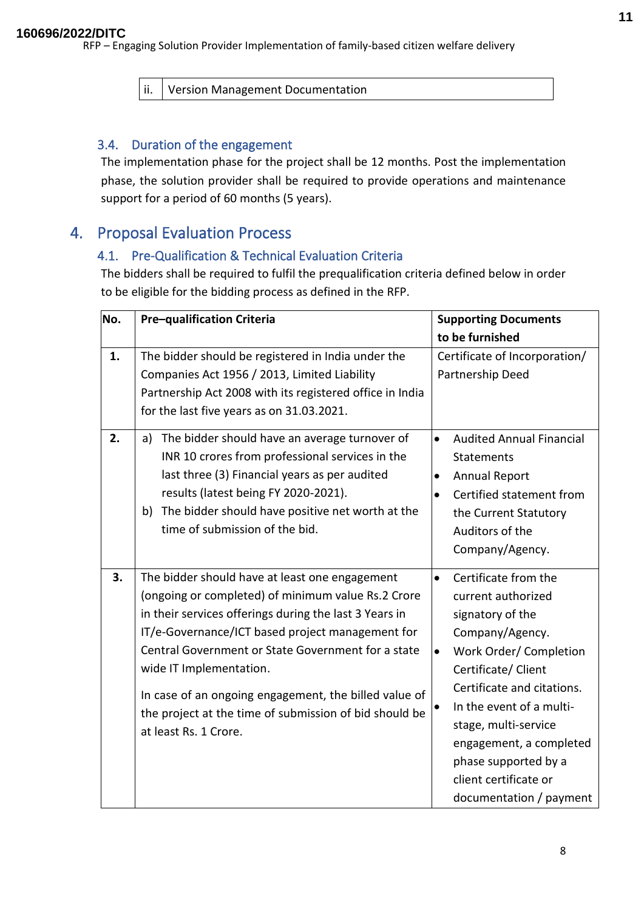| ii. | Version Management Documentation |
|---|---|

### 3.4. Duration of the engagement

The implementation phase for the project shall be 12 months. Post the implementation phase, the solution provider shall be required to provide operations and maintenance support for a period of 60 months (5 years).

## 4. Proposal Evaluation Process

### 4.1. Pre-Qualification & Technical Evaluation Criteria

The bidders shall be required to fulfil the prequalification criteria defined below in order to be eligible for the bidding process as defined in the RFP.

| No. | Pre–qualification Criteria | Supporting Documents to be furnished |
|---|---|---|
| **1.** | The bidder should be registered in India under the Companies Act 1956 / 2013, Limited Liability Partnership Act 2008 with its registered office in India for the last five years as on 31.03.2021. | Certificate of Incorporation/ Partnership Deed |
| **2.** | a) The bidder should have an average turnover of INR 10 crores from professional services in the last three (3) Financial years as per audited results (latest being FY 2020-2021).<br>b) The bidder should have positive net worth at the time of submission of the bid. | • Audited Annual Financial Statements<br>• Annual Report<br>• Certified statement from the Current Statutory Auditors of the Company/Agency. |
| **3.** | The bidder should have at least one engagement (ongoing or completed) of minimum value Rs.2 Crore in their services offerings during the last 3 Years in IT/e-Governance/ICT based project management for Central Government or State Government for a state wide IT Implementation.<br><br>In case of an ongoing engagement, the billed value of the project at the time of submission of bid should be at least Rs. 1 Crore. | • Certificate from the current authorized signatory of the Company/Agency.<br>• Work Order/ Completion Certificate/ Client Certificate and citations.<br>• In the event of a multi-stage, multi-service engagement, a completed phase supported by a client certificate or documentation / payment |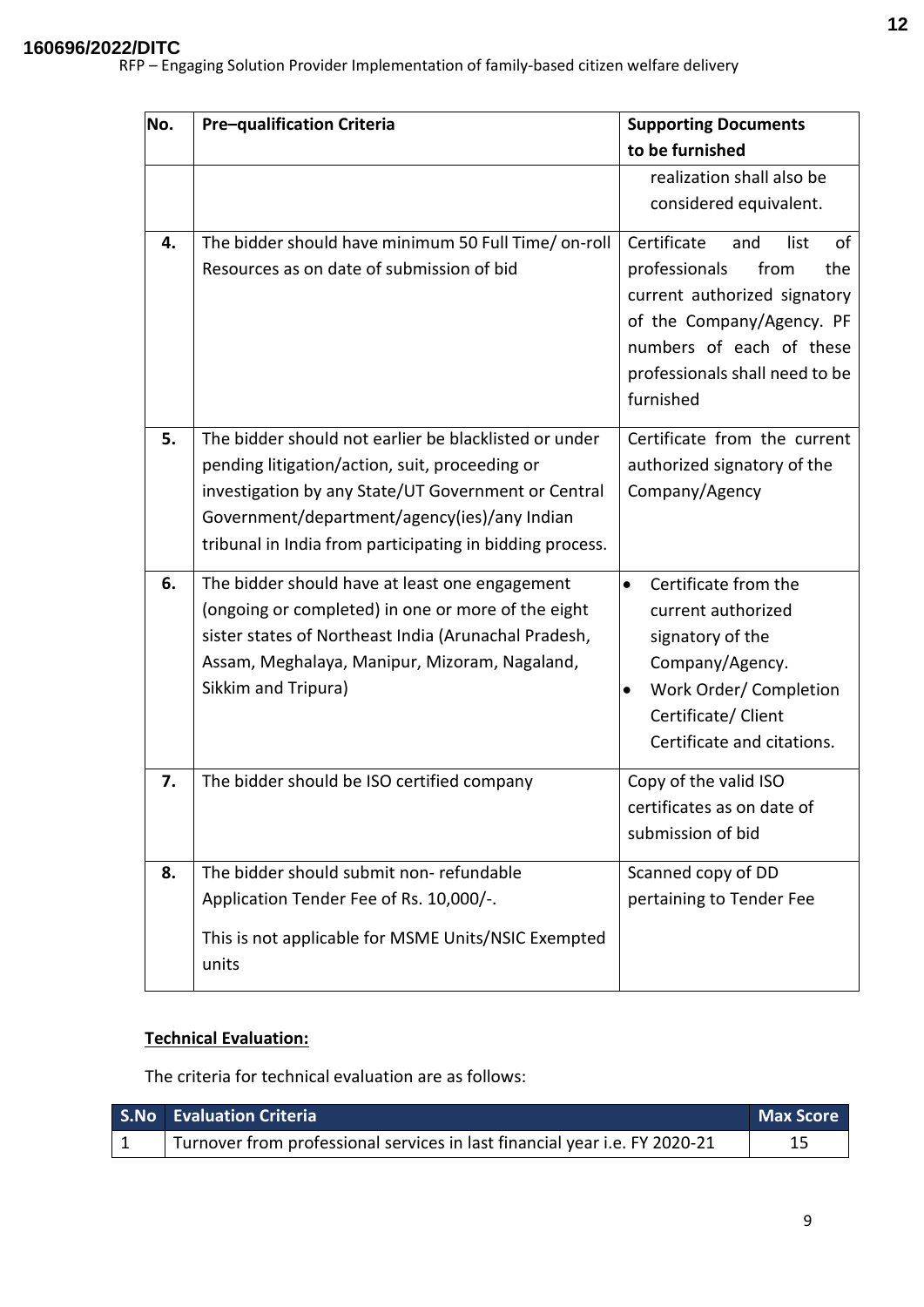| No. | Pre–qualification Criteria | Supporting Documents to be furnished |
|---|---|---|
| | | realization shall also be considered equivalent. |
| **4.** | The bidder should have minimum 50 Full Time/ on-roll Resources as on date of submission of bid | Certificate and list of professionals from the current authorized signatory of the Company/Agency. PF numbers of each of these professionals shall need to be furnished |
| **5.** | The bidder should not earlier be blacklisted or under pending litigation/action, suit, proceeding or investigation by any State/UT Government or Central Government/department/agency(ies)/any Indian tribunal in India from participating in bidding process. | Certificate from the current authorized signatory of the Company/Agency |
| **6.** | The bidder should have at least one engagement (ongoing or completed) in one or more of the eight sister states of Northeast India (Arunachal Pradesh, Assam, Meghalaya, Manipur, Mizoram, Nagaland, Sikkim and Tripura) | • Certificate from the current authorized signatory of the Company/Agency. • Work Order/ Completion Certificate/ Client Certificate and citations. |
| **7.** | The bidder should be ISO certified company | Copy of the valid ISO certificates as on date of submission of bid |
| **8.** | The bidder should submit non- refundable Application Tender Fee of Rs. 10,000/-. This is not applicable for MSME Units/NSIC Exempted units | Scanned copy of DD pertaining to Tender Fee |

**Technical Evaluation:**

The criteria for technical evaluation are as follows:

| S.No | Evaluation Criteria | Max Score |
|---|---|---|
| 1 | Turnover from professional services in last financial year i.e. FY 2020-21 | 15 |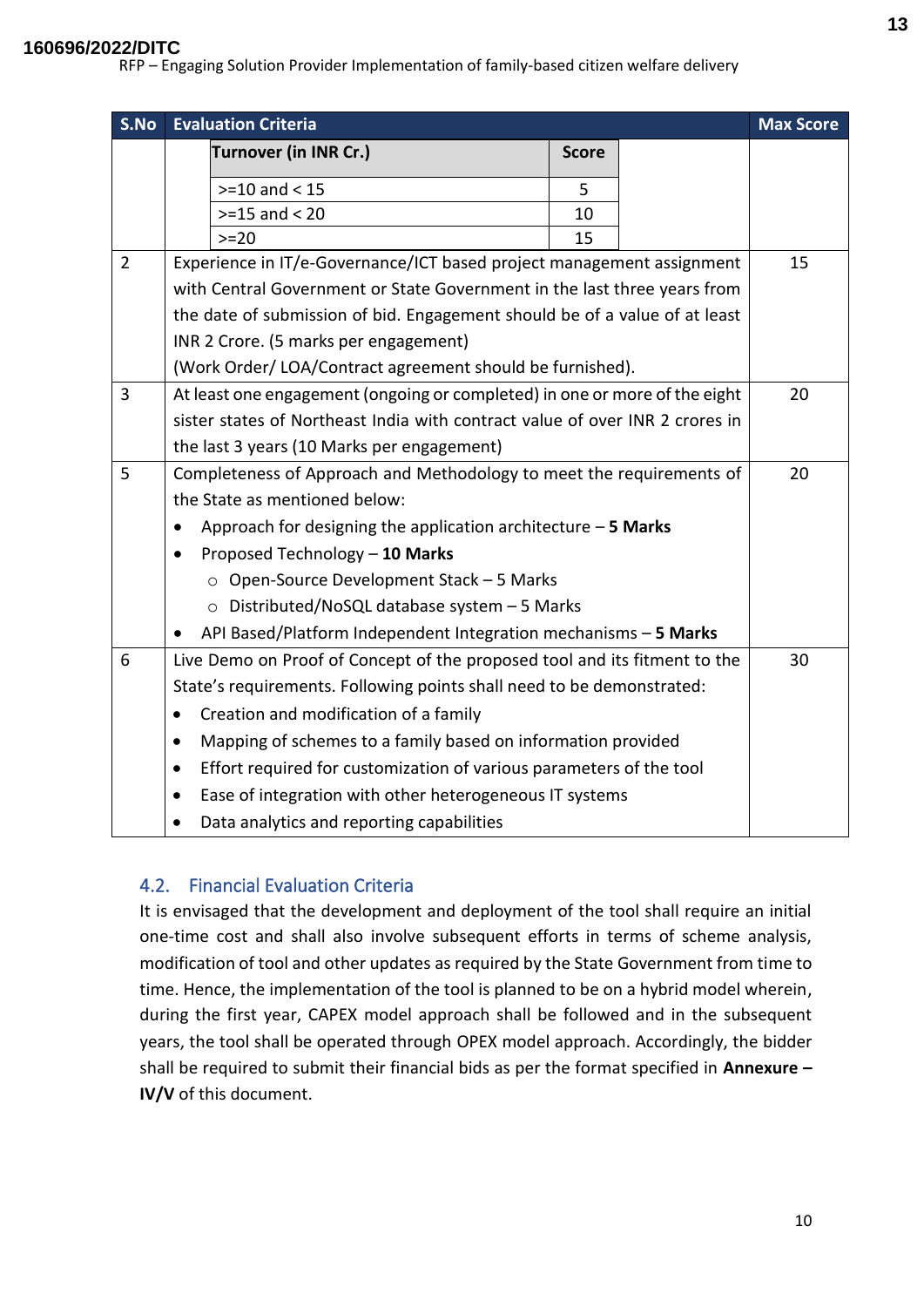| S.No | Evaluation Criteria | Max Score |
|---|---|---|
| | Turnover (in INR Cr.) – Score: >=10 and < 15 – 5; >=15 and < 20 – 10; >=20 – 15 | |
| 2 | Experience in IT/e-Governance/ICT based project management assignment with Central Government or State Government in the last three years from the date of submission of bid. Engagement should be of a value of at least INR 2 Crore. (5 marks per engagement)<br>(Work Order/ LOA/Contract agreement should be furnished). | 15 |
| 3 | At least one engagement (ongoing or completed) in one or more of the eight sister states of Northeast India with contract value of over INR 2 crores in the last 3 years (10 Marks per engagement) | 20 |
| 5 | Completeness of Approach and Methodology to meet the requirements of the State as mentioned below:<br>• Approach for designing the application architecture – **5 Marks**<br>• Proposed Technology – **10 Marks**<br>  ○ Open-Source Development Stack – 5 Marks<br>  ○ Distributed/NoSQL database system – 5 Marks<br>• API Based/Platform Independent Integration mechanisms – **5 Marks** | 20 |
| 6 | Live Demo on Proof of Concept of the proposed tool and its fitment to the State's requirements. Following points shall need to be demonstrated:<br>• Creation and modification of a family<br>• Mapping of schemes to a family based on information provided<br>• Effort required for customization of various parameters of the tool<br>• Ease of integration with other heterogeneous IT systems<br>• Data analytics and reporting capabilities | 30 |

## 4.2. Financial Evaluation Criteria

It is envisaged that the development and deployment of the tool shall require an initial one-time cost and shall also involve subsequent efforts in terms of scheme analysis, modification of tool and other updates as required by the State Government from time to time. Hence, the implementation of the tool is planned to be on a hybrid model wherein, during the first year, CAPEX model approach shall be followed and in the subsequent years, the tool shall be operated through OPEX model approach. Accordingly, the bidder shall be required to submit their financial bids as per the format specified in **Annexure – IV/V** of this document.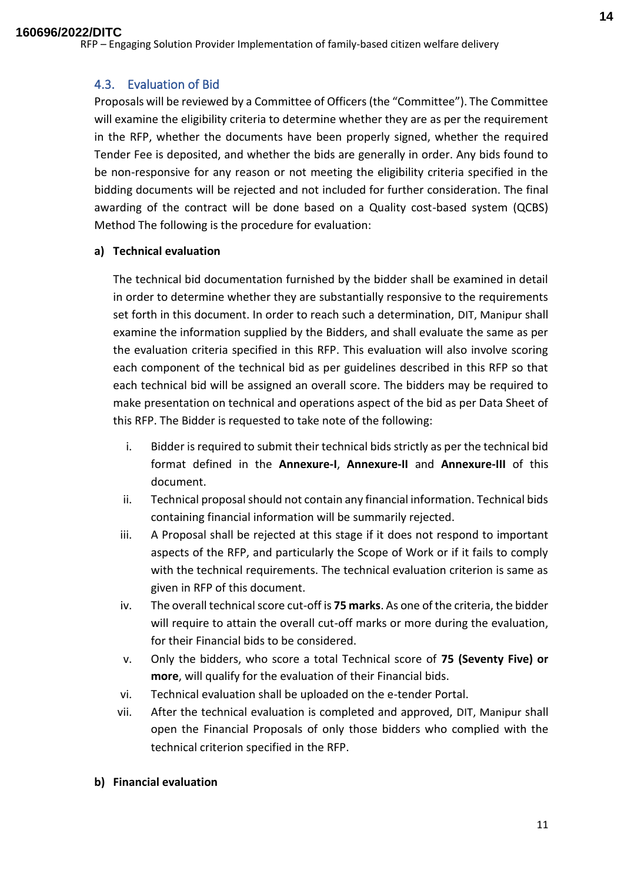### 4.3. Evaluation of Bid

Proposals will be reviewed by a Committee of Officers (the "Committee"). The Committee will examine the eligibility criteria to determine whether they are as per the requirement in the RFP, whether the documents have been properly signed, whether the required Tender Fee is deposited, and whether the bids are generally in order. Any bids found to be non-responsive for any reason or not meeting the eligibility criteria specified in the bidding documents will be rejected and not included for further consideration. The final awarding of the contract will be done based on a Quality cost-based system (QCBS) Method The following is the procedure for evaluation:

**a) Technical evaluation**

The technical bid documentation furnished by the bidder shall be examined in detail in order to determine whether they are substantially responsive to the requirements set forth in this document. In order to reach such a determination, DIT, Manipur shall examine the information supplied by the Bidders, and shall evaluate the same as per the evaluation criteria specified in this RFP. This evaluation will also involve scoring each component of the technical bid as per guidelines described in this RFP so that each technical bid will be assigned an overall score. The bidders may be required to make presentation on technical and operations aspect of the bid as per Data Sheet of this RFP. The Bidder is requested to take note of the following:

i. Bidder is required to submit their technical bids strictly as per the technical bid format defined in the **Annexure-I**, **Annexure-II** and **Annexure-III** of this document.
ii. Technical proposal should not contain any financial information. Technical bids containing financial information will be summarily rejected.
iii. A Proposal shall be rejected at this stage if it does not respond to important aspects of the RFP, and particularly the Scope of Work or if it fails to comply with the technical requirements. The technical evaluation criterion is same as given in RFP of this document.
iv. The overall technical score cut-off is **75 marks**. As one of the criteria, the bidder will require to attain the overall cut-off marks or more during the evaluation, for their Financial bids to be considered.
v. Only the bidders, who score a total Technical score of **75 (Seventy Five) or more**, will qualify for the evaluation of their Financial bids.
vi. Technical evaluation shall be uploaded on the e-tender Portal.
vii. After the technical evaluation is completed and approved, DIT, Manipur shall open the Financial Proposals of only those bidders who complied with the technical criterion specified in the RFP.

**b) Financial evaluation**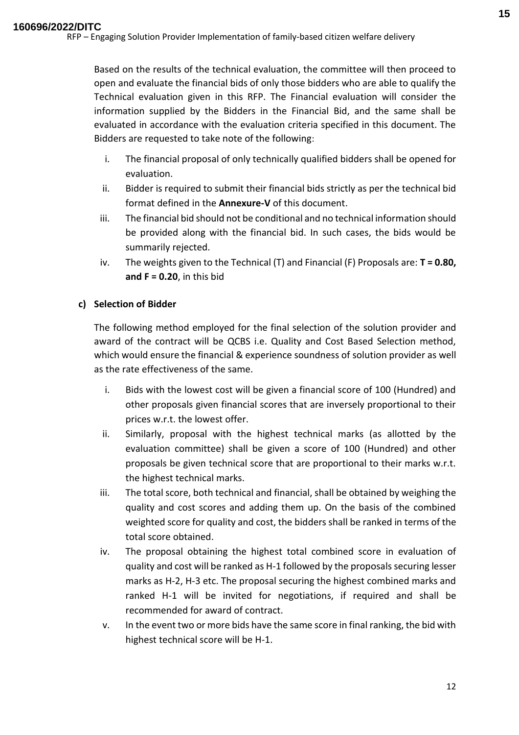Based on the results of the technical evaluation, the committee will then proceed to open and evaluate the financial bids of only those bidders who are able to qualify the Technical evaluation given in this RFP. The Financial evaluation will consider the information supplied by the Bidders in the Financial Bid, and the same shall be evaluated in accordance with the evaluation criteria specified in this document. The Bidders are requested to take note of the following:

i. The financial proposal of only technically qualified bidders shall be opened for evaluation.
ii. Bidder is required to submit their financial bids strictly as per the technical bid format defined in the **Annexure-V** of this document.
iii. The financial bid should not be conditional and no technical information should be provided along with the financial bid. In such cases, the bids would be summarily rejected.
iv. The weights given to the Technical (T) and Financial (F) Proposals are: **T = 0.80, and F = 0.20**, in this bid

**c) Selection of Bidder**

The following method employed for the final selection of the solution provider and award of the contract will be QCBS i.e. Quality and Cost Based Selection method, which would ensure the financial & experience soundness of solution provider as well as the rate effectiveness of the same.

i. Bids with the lowest cost will be given a financial score of 100 (Hundred) and other proposals given financial scores that are inversely proportional to their prices w.r.t. the lowest offer.
ii. Similarly, proposal with the highest technical marks (as allotted by the evaluation committee) shall be given a score of 100 (Hundred) and other proposals be given technical score that are proportional to their marks w.r.t. the highest technical marks.
iii. The total score, both technical and financial, shall be obtained by weighing the quality and cost scores and adding them up. On the basis of the combined weighted score for quality and cost, the bidders shall be ranked in terms of the total score obtained.
iv. The proposal obtaining the highest total combined score in evaluation of quality and cost will be ranked as H-1 followed by the proposals securing lesser marks as H-2, H-3 etc. The proposal securing the highest combined marks and ranked H-1 will be invited for negotiations, if required and shall be recommended for award of contract.
v. In the event two or more bids have the same score in final ranking, the bid with highest technical score will be H-1.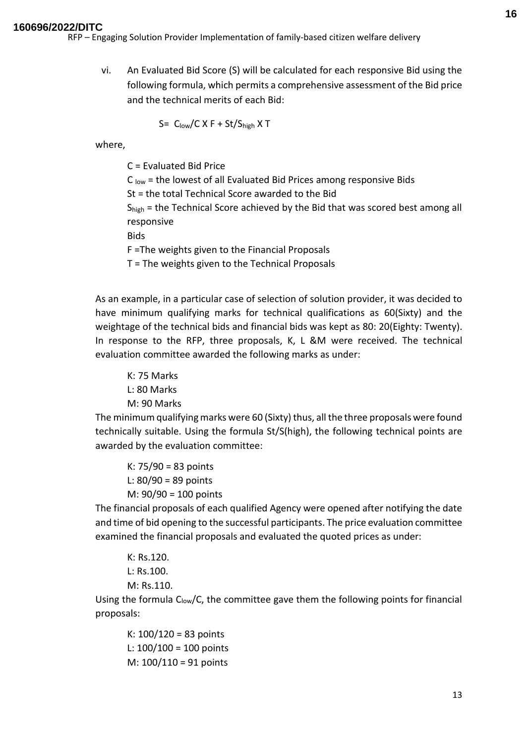vi. An Evaluated Bid Score (S) will be calculated for each responsive Bid using the following formula, which permits a comprehensive assessment of the Bid price and the technical merits of each Bid:

$$S = C_{low}/C \times F + St/S_{high} \times T$$

where,

C = Evaluated Bid Price
$C_{low}$ = the lowest of all Evaluated Bid Prices among responsive Bids
St = the total Technical Score awarded to the Bid
$S_{high}$ = the Technical Score achieved by the Bid that was scored best among all responsive Bids
F =The weights given to the Financial Proposals
T = The weights given to the Technical Proposals

As an example, in a particular case of selection of solution provider, it was decided to have minimum qualifying marks for technical qualifications as 60(Sixty) and the weightage of the technical bids and financial bids was kept as 80: 20(Eighty: Twenty). In response to the RFP, three proposals, K, L &M were received. The technical evaluation committee awarded the following marks as under:

K: 75 Marks
L: 80 Marks
M: 90 Marks

The minimum qualifying marks were 60 (Sixty) thus, all the three proposals were found technically suitable. Using the formula St/S(high), the following technical points are awarded by the evaluation committee:

K: 75/90 = 83 points
L: 80/90 = 89 points
M: 90/90 = 100 points

The financial proposals of each qualified Agency were opened after notifying the date and time of bid opening to the successful participants. The price evaluation committee examined the financial proposals and evaluated the quoted prices as under:

K: Rs.120.
L: Rs.100.
M: Rs.110.

Using the formula $C_{low}/C$, the committee gave them the following points for financial proposals:

K: 100/120 = 83 points
L: 100/100 = 100 points
M: 100/110 = 91 points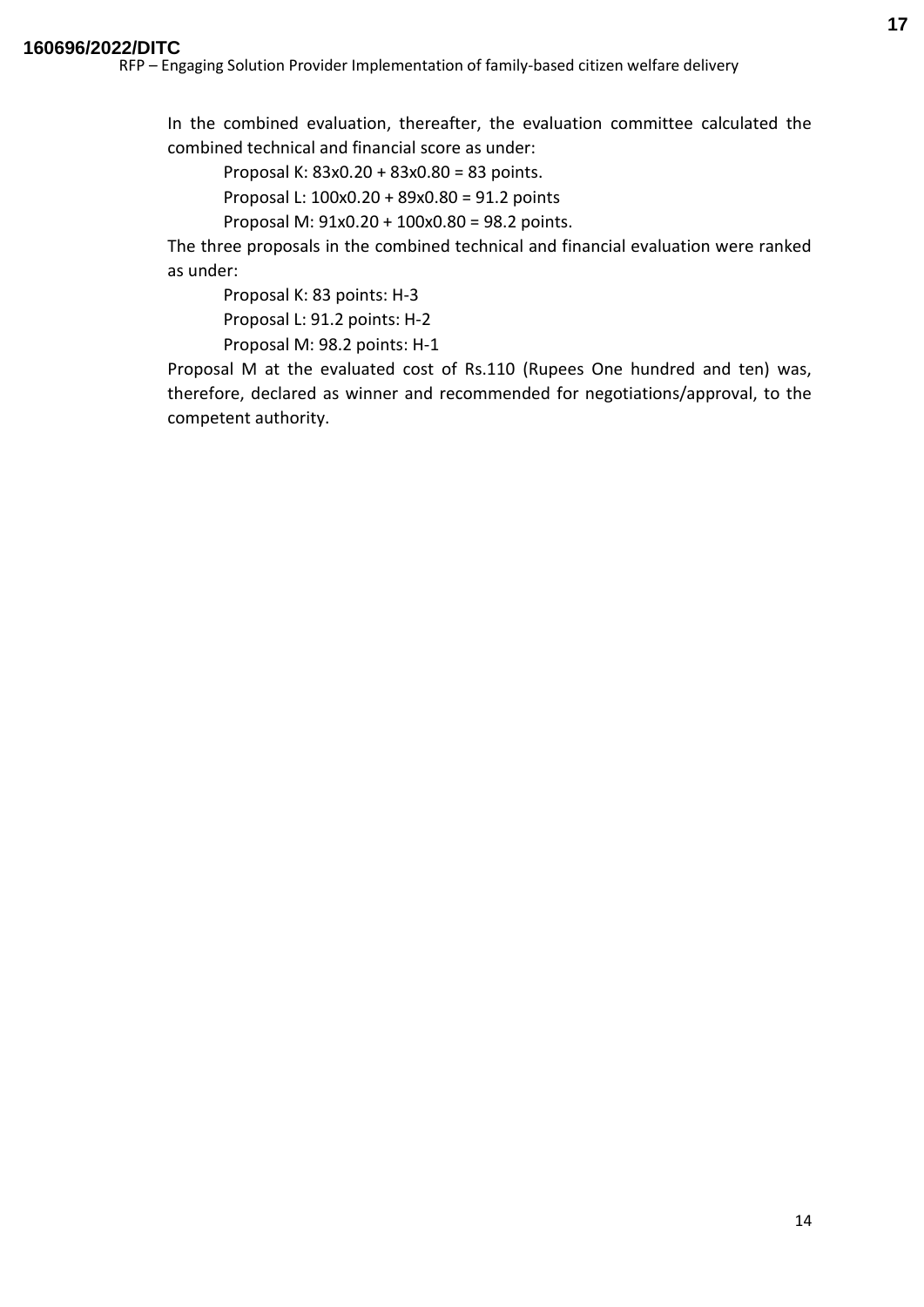In the combined evaluation, thereafter, the evaluation committee calculated the combined technical and financial score as under:

Proposal K: 83x0.20 + 83x0.80 = 83 points.

Proposal L: 100x0.20 + 89x0.80 = 91.2 points

Proposal M: 91x0.20 + 100x0.80 = 98.2 points.

The three proposals in the combined technical and financial evaluation were ranked as under:

Proposal K: 83 points: H-3

Proposal L: 91.2 points: H-2

Proposal M: 98.2 points: H-1

Proposal M at the evaluated cost of Rs.110 (Rupees One hundred and ten) was, therefore, declared as winner and recommended for negotiations/approval, to the competent authority.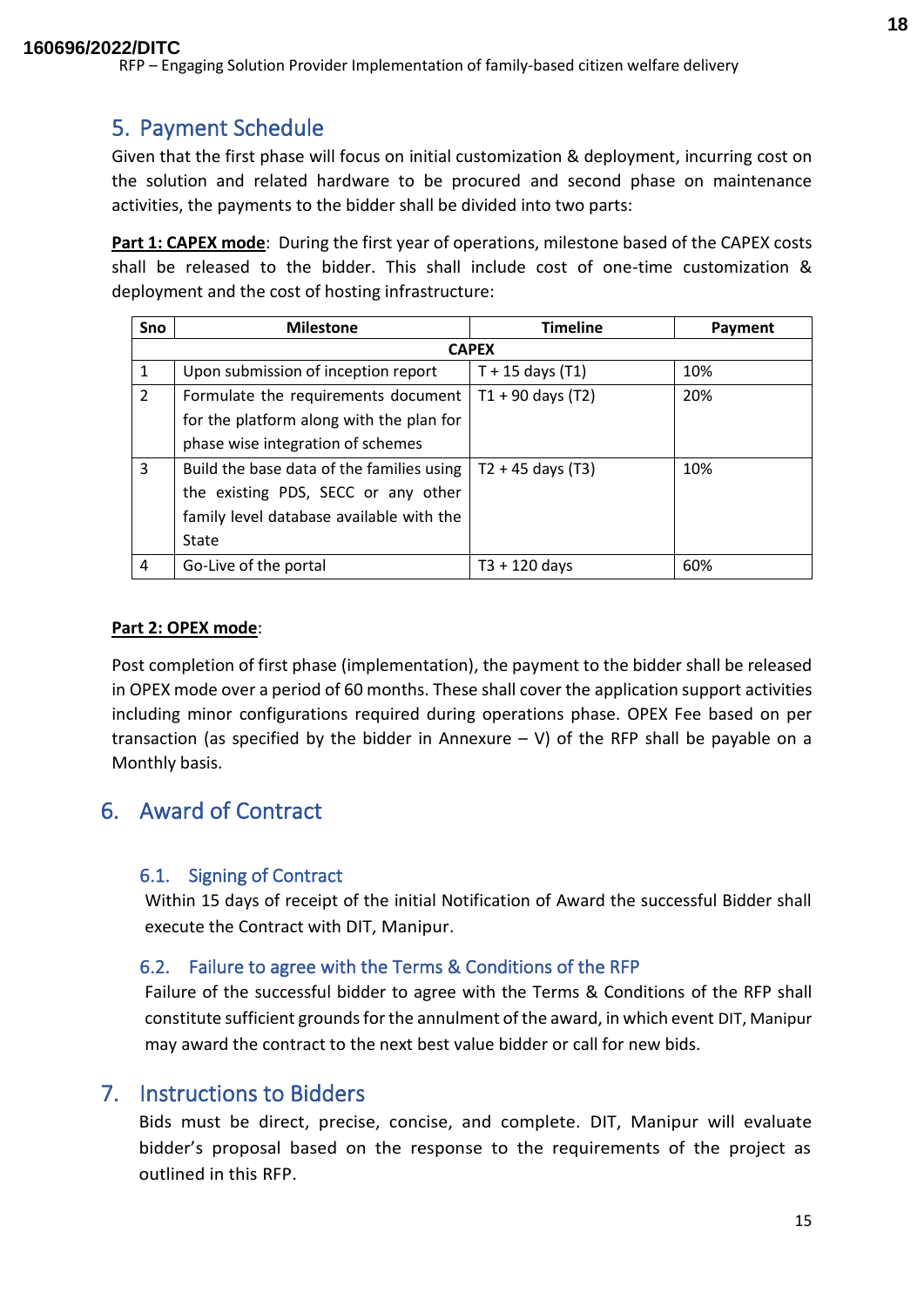## 5. Payment Schedule

Given that the first phase will focus on initial customization & deployment, incurring cost on the solution and related hardware to be procured and second phase on maintenance activities, the payments to the bidder shall be divided into two parts:

**Part 1: CAPEX mode**: During the first year of operations, milestone based of the CAPEX costs shall be released to the bidder. This shall include cost of one-time customization & deployment and the cost of hosting infrastructure:

| Sno | Milestone | Timeline | Payment |
|---|---|---|---|
| **CAPEX** | | | |
| 1 | Upon submission of inception report | T + 15 days (T1) | 10% |
| 2 | Formulate the requirements document for the platform along with the plan for phase wise integration of schemes | T1 + 90 days (T2) | 20% |
| 3 | Build the base data of the families using the existing PDS, SECC or any other family level database available with the State | T2 + 45 days (T3) | 10% |
| 4 | Go-Live of the portal | T3 + 120 days | 60% |

**Part 2: OPEX mode**:

Post completion of first phase (implementation), the payment to the bidder shall be released in OPEX mode over a period of 60 months. These shall cover the application support activities including minor configurations required during operations phase. OPEX Fee based on per transaction (as specified by the bidder in Annexure – V) of the RFP shall be payable on a Monthly basis.

## 6. Award of Contract

### 6.1. Signing of Contract

Within 15 days of receipt of the initial Notification of Award the successful Bidder shall execute the Contract with DIT, Manipur.

### 6.2. Failure to agree with the Terms & Conditions of the RFP

Failure of the successful bidder to agree with the Terms & Conditions of the RFP shall constitute sufficient grounds for the annulment of the award, in which event DIT, Manipur may award the contract to the next best value bidder or call for new bids.

## 7. Instructions to Bidders

Bids must be direct, precise, concise, and complete. DIT, Manipur will evaluate bidder's proposal based on the response to the requirements of the project as outlined in this RFP.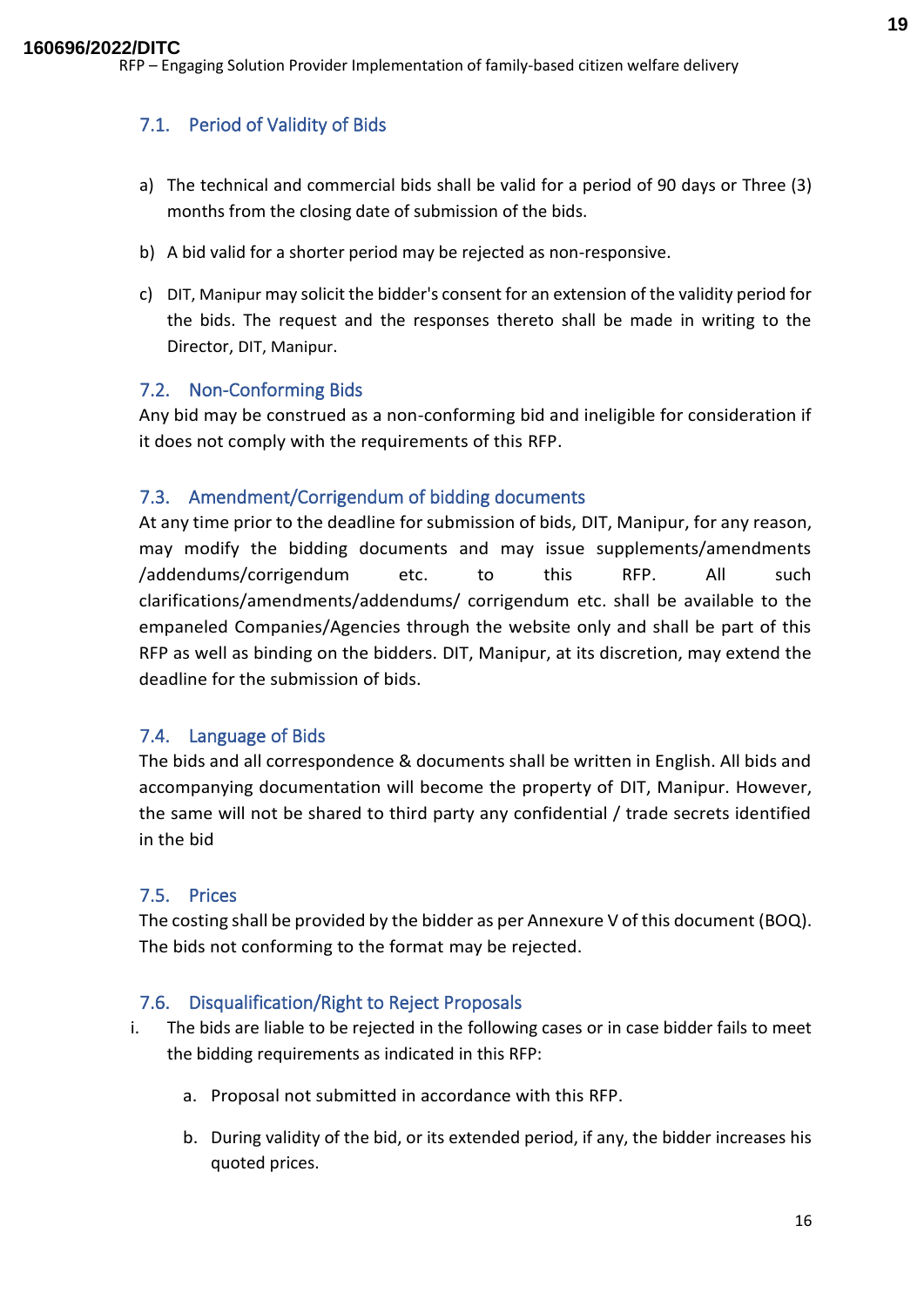### 7.1. Period of Validity of Bids

a) The technical and commercial bids shall be valid for a period of 90 days or Three (3) months from the closing date of submission of the bids.

b) A bid valid for a shorter period may be rejected as non-responsive.

c) DIT, Manipur may solicit the bidder's consent for an extension of the validity period for the bids. The request and the responses thereto shall be made in writing to the Director, DIT, Manipur.

### 7.2. Non-Conforming Bids

Any bid may be construed as a non-conforming bid and ineligible for consideration if it does not comply with the requirements of this RFP.

### 7.3. Amendment/Corrigendum of bidding documents

At any time prior to the deadline for submission of bids, DIT, Manipur, for any reason, may modify the bidding documents and may issue supplements/amendments /addendums/corrigendum etc. to this RFP. All such clarifications/amendments/addendums/ corrigendum etc. shall be available to the empaneled Companies/Agencies through the website only and shall be part of this RFP as well as binding on the bidders. DIT, Manipur, at its discretion, may extend the deadline for the submission of bids.

### 7.4. Language of Bids

The bids and all correspondence & documents shall be written in English. All bids and accompanying documentation will become the property of DIT, Manipur. However, the same will not be shared to third party any confidential / trade secrets identified in the bid

### 7.5. Prices

The costing shall be provided by the bidder as per Annexure V of this document (BOQ). The bids not conforming to the format may be rejected.

### 7.6. Disqualification/Right to Reject Proposals

i. The bids are liable to be rejected in the following cases or in case bidder fails to meet the bidding requirements as indicated in this RFP:

   a. Proposal not submitted in accordance with this RFP.

   b. During validity of the bid, or its extended period, if any, the bidder increases his quoted prices.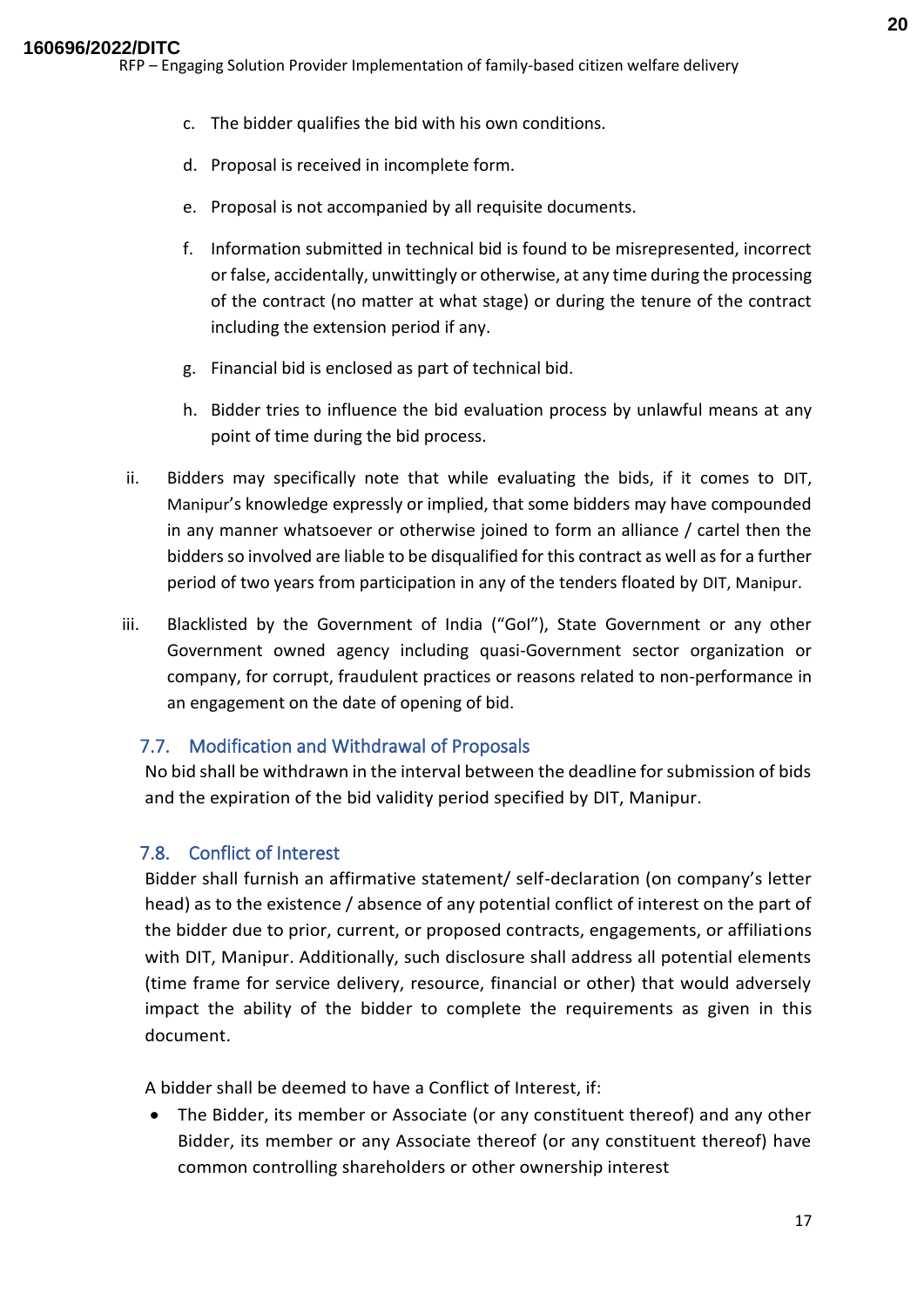c. The bidder qualifies the bid with his own conditions.

d. Proposal is received in incomplete form.

e. Proposal is not accompanied by all requisite documents.

f. Information submitted in technical bid is found to be misrepresented, incorrect or false, accidentally, unwittingly or otherwise, at any time during the processing of the contract (no matter at what stage) or during the tenure of the contract including the extension period if any.

g. Financial bid is enclosed as part of technical bid.

h. Bidder tries to influence the bid evaluation process by unlawful means at any point of time during the bid process.

ii. Bidders may specifically note that while evaluating the bids, if it comes to DIT, Manipur's knowledge expressly or implied, that some bidders may have compounded in any manner whatsoever or otherwise joined to form an alliance / cartel then the bidders so involved are liable to be disqualified for this contract as well as for a further period of two years from participation in any of the tenders floated by DIT, Manipur.

iii. Blacklisted by the Government of India ("GoI"), State Government or any other Government owned agency including quasi-Government sector organization or company, for corrupt, fraudulent practices or reasons related to non-performance in an engagement on the date of opening of bid.

### 7.7. Modification and Withdrawal of Proposals

No bid shall be withdrawn in the interval between the deadline for submission of bids and the expiration of the bid validity period specified by DIT, Manipur.

### 7.8. Conflict of Interest

Bidder shall furnish an affirmative statement/ self-declaration (on company's letter head) as to the existence / absence of any potential conflict of interest on the part of the bidder due to prior, current, or proposed contracts, engagements, or affiliations with DIT, Manipur. Additionally, such disclosure shall address all potential elements (time frame for service delivery, resource, financial or other) that would adversely impact the ability of the bidder to complete the requirements as given in this document.

A bidder shall be deemed to have a Conflict of Interest, if:

- The Bidder, its member or Associate (or any constituent thereof) and any other Bidder, its member or any Associate thereof (or any constituent thereof) have common controlling shareholders or other ownership interest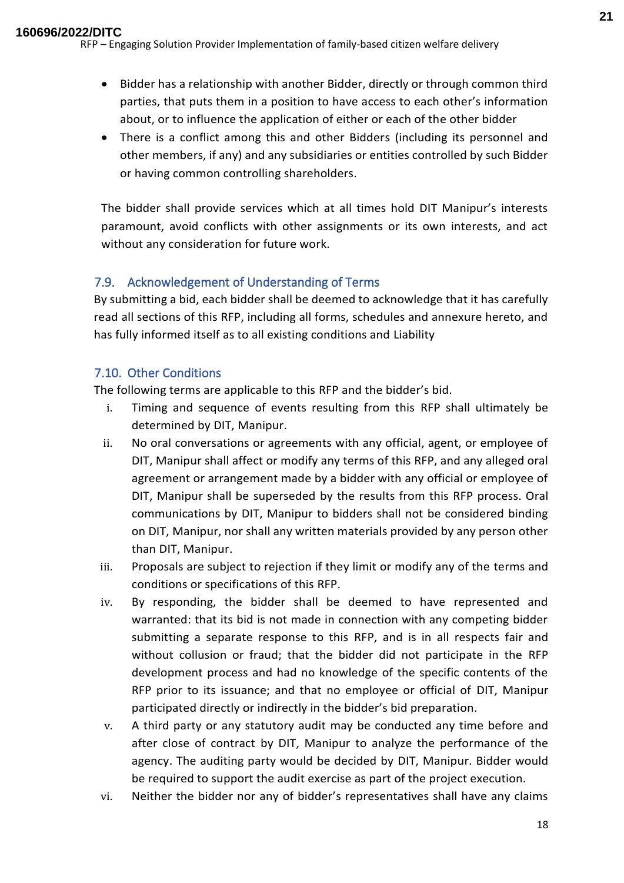- Bidder has a relationship with another Bidder, directly or through common third parties, that puts them in a position to have access to each other's information about, or to influence the application of either or each of the other bidder
- There is a conflict among this and other Bidders (including its personnel and other members, if any) and any subsidiaries or entities controlled by such Bidder or having common controlling shareholders.

The bidder shall provide services which at all times hold DIT Manipur's interests paramount, avoid conflicts with other assignments or its own interests, and act without any consideration for future work.

### 7.9. Acknowledgement of Understanding of Terms

By submitting a bid, each bidder shall be deemed to acknowledge that it has carefully read all sections of this RFP, including all forms, schedules and annexure hereto, and has fully informed itself as to all existing conditions and Liability

### 7.10. Other Conditions

The following terms are applicable to this RFP and the bidder's bid.

i. Timing and sequence of events resulting from this RFP shall ultimately be determined by DIT, Manipur.

ii. No oral conversations or agreements with any official, agent, or employee of DIT, Manipur shall affect or modify any terms of this RFP, and any alleged oral agreement or arrangement made by a bidder with any official or employee of DIT, Manipur shall be superseded by the results from this RFP process. Oral communications by DIT, Manipur to bidders shall not be considered binding on DIT, Manipur, nor shall any written materials provided by any person other than DIT, Manipur.

iii. Proposals are subject to rejection if they limit or modify any of the terms and conditions or specifications of this RFP.

iv. By responding, the bidder shall be deemed to have represented and warranted: that its bid is not made in connection with any competing bidder submitting a separate response to this RFP, and is in all respects fair and without collusion or fraud; that the bidder did not participate in the RFP development process and had no knowledge of the specific contents of the RFP prior to its issuance; and that no employee or official of DIT, Manipur participated directly or indirectly in the bidder's bid preparation.

v. A third party or any statutory audit may be conducted any time before and after close of contract by DIT, Manipur to analyze the performance of the agency. The auditing party would be decided by DIT, Manipur. Bidder would be required to support the audit exercise as part of the project execution.

vi. Neither the bidder nor any of bidder's representatives shall have any claims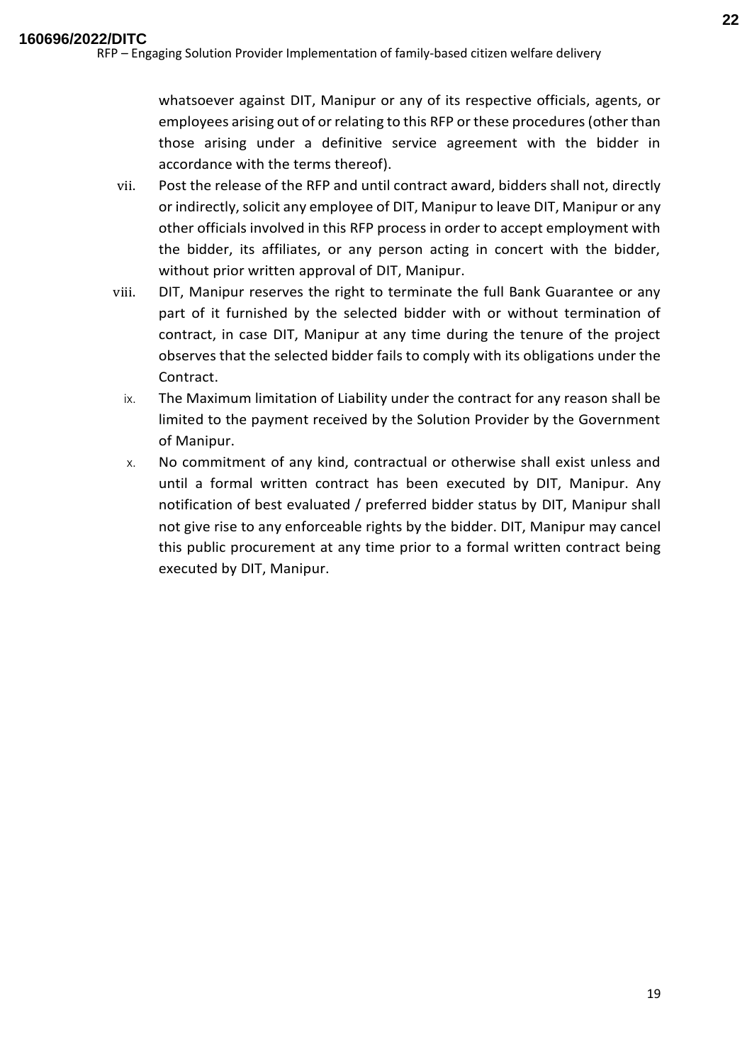whatsoever against DIT, Manipur or any of its respective officials, agents, or employees arising out of or relating to this RFP or these procedures (other than those arising under a definitive service agreement with the bidder in accordance with the terms thereof).

vii. Post the release of the RFP and until contract award, bidders shall not, directly or indirectly, solicit any employee of DIT, Manipur to leave DIT, Manipur or any other officials involved in this RFP process in order to accept employment with the bidder, its affiliates, or any person acting in concert with the bidder, without prior written approval of DIT, Manipur.

viii. DIT, Manipur reserves the right to terminate the full Bank Guarantee or any part of it furnished by the selected bidder with or without termination of contract, in case DIT, Manipur at any time during the tenure of the project observes that the selected bidder fails to comply with its obligations under the Contract.

ix. The Maximum limitation of Liability under the contract for any reason shall be limited to the payment received by the Solution Provider by the Government of Manipur.

x. No commitment of any kind, contractual or otherwise shall exist unless and until a formal written contract has been executed by DIT, Manipur. Any notification of best evaluated / preferred bidder status by DIT, Manipur shall not give rise to any enforceable rights by the bidder. DIT, Manipur may cancel this public procurement at any time prior to a formal written contract being executed by DIT, Manipur.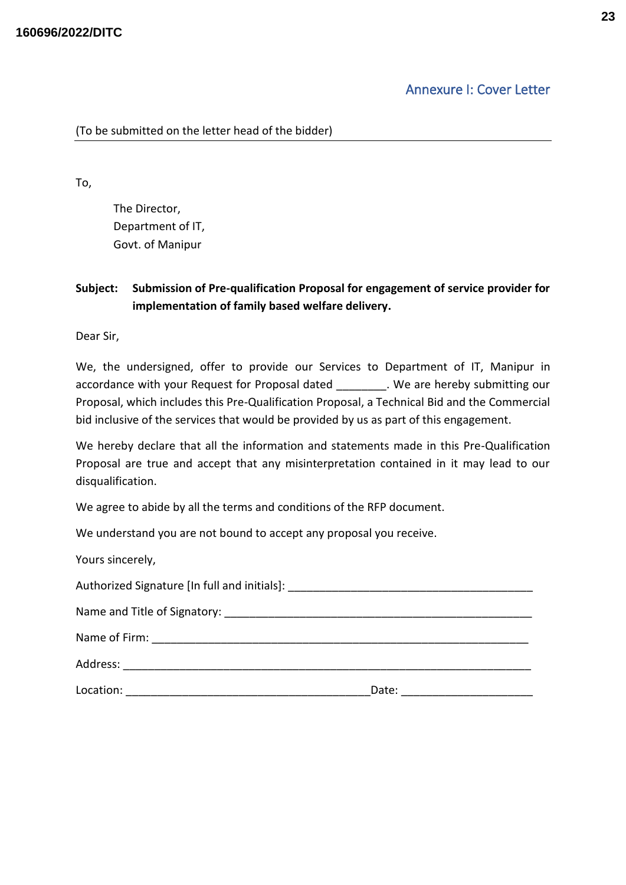## Annexure I: Cover Letter

(To be submitted on the letter head of the bidder)

---

To,

The Director,
Department of IT,
Govt. of Manipur

**Subject: Submission of Pre-qualification Proposal for engagement of service provider for implementation of family based welfare delivery.**

Dear Sir,

We, the undersigned, offer to provide our Services to Department of IT, Manipur in accordance with your Request for Proposal dated ________. We are hereby submitting our Proposal, which includes this Pre-Qualification Proposal, a Technical Bid and the Commercial bid inclusive of the services that would be provided by us as part of this engagement.

We hereby declare that all the information and statements made in this Pre-Qualification Proposal are true and accept that any misinterpretation contained in it may lead to our disqualification.

We agree to abide by all the terms and conditions of the RFP document.

We understand you are not bound to accept any proposal you receive.

Yours sincerely,

Authorized Signature [In full and initials]: ________________________________________

Name and Title of Signatory: ____________________________________________________

Name of Firm: _______________________________________________________________

Address: ____________________________________________________________________

Location: ________________________________________Date: _____________________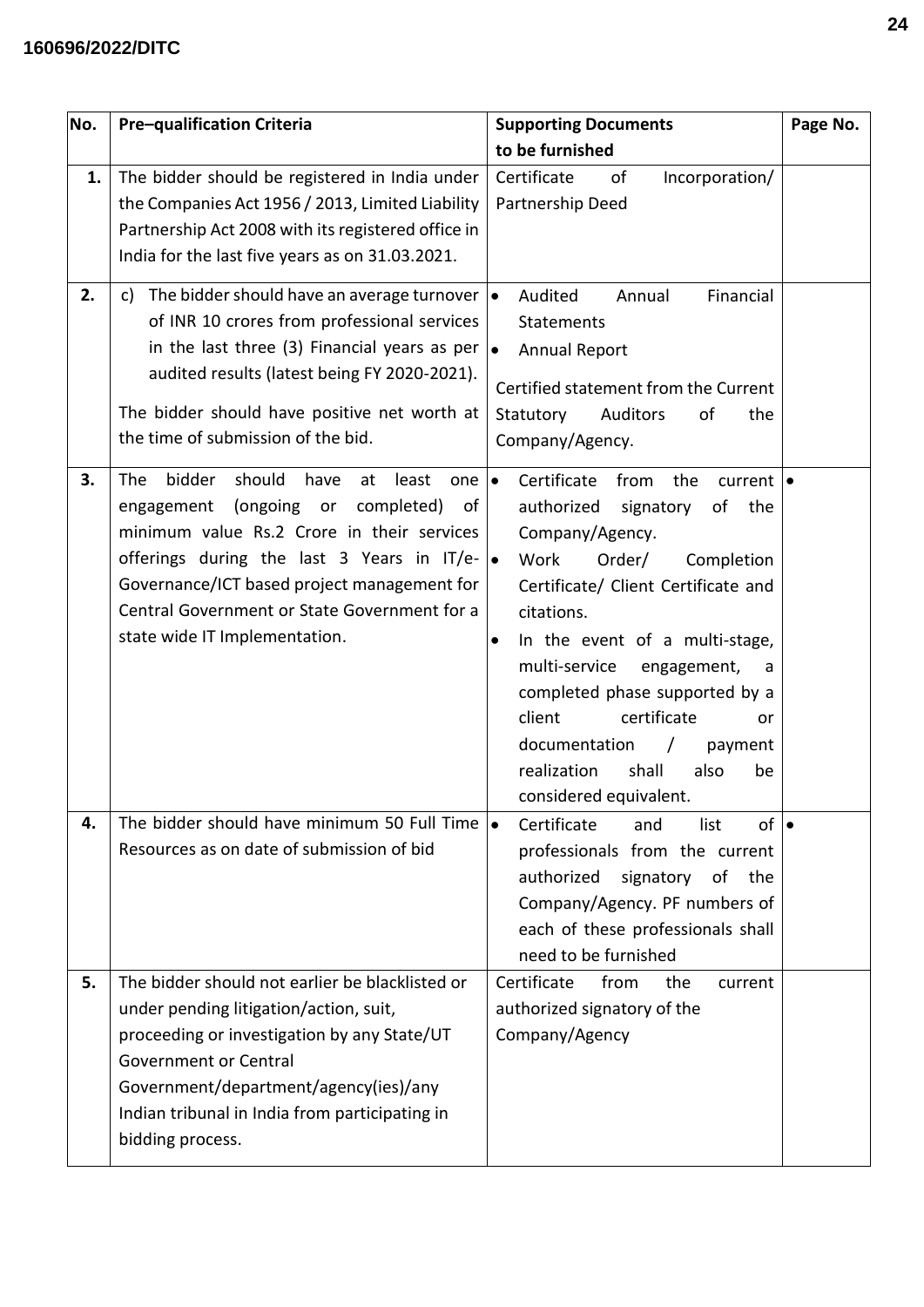| No. | Pre–qualification Criteria | Supporting Documents to be furnished | Page No. |
|---|---|---|---|
| **1.** | The bidder should be registered in India under the Companies Act 1956 / 2013, Limited Liability Partnership Act 2008 with its registered office in India for the last five years as on 31.03.2021. | Certificate of Incorporation/ Partnership Deed | |
| **2.** | c) The bidder should have an average turnover of INR 10 crores from professional services in the last three (3) Financial years as per audited results (latest being FY 2020-2021).<br><br>The bidder should have positive net worth at the time of submission of the bid. | • Audited Annual Financial Statements<br>• Annual Report<br><br>Certified statement from the Current Statutory Auditors of the Company/Agency. | |
| **3.** | The bidder should have at least one engagement (ongoing or completed) of minimum value Rs.2 Crore in their services offerings during the last 3 Years in IT/e-Governance/ICT based project management for Central Government or State Government for a state wide IT Implementation. | • Certificate from the current authorized signatory of the Company/Agency.<br>• Work Order/ Completion Certificate/ Client Certificate and citations.<br>• In the event of a multi-stage, multi-service engagement, a completed phase supported by a client certificate or documentation / payment realization shall also be considered equivalent. | • |
| **4.** | The bidder should have minimum 50 Full Time Resources as on date of submission of bid | • Certificate and list of professionals from the current authorized signatory of the Company/Agency. PF numbers of each of these professionals shall need to be furnished | • |
| **5.** | The bidder should not earlier be blacklisted or under pending litigation/action, suit, proceeding or investigation by any State/UT Government or Central Government/department/agency(ies)/any Indian tribunal in India from participating in bidding process. | Certificate from the current authorized signatory of the Company/Agency | |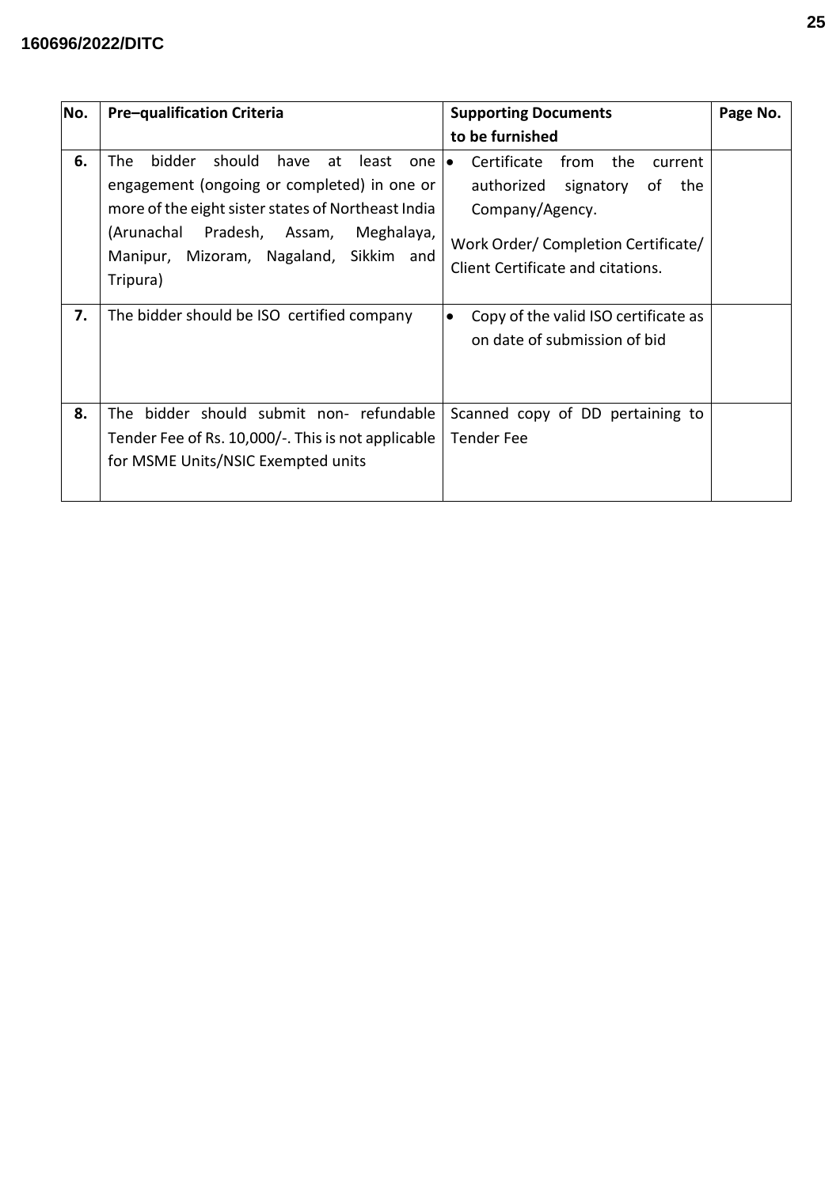| No. | Pre–qualification Criteria | Supporting Documents to be furnished | Page No. |
|---|---|---|---|
| **6.** | The bidder should have at least one engagement (ongoing or completed) in one or more of the eight sister states of Northeast India (Arunachal Pradesh, Assam, Meghalaya, Manipur, Mizoram, Nagaland, Sikkim and Tripura) | • Certificate from the current authorized signatory of the Company/Agency.<br><br>Work Order/ Completion Certificate/ Client Certificate and citations. | |
| **7.** | The bidder should be ISO certified company | • Copy of the valid ISO certificate as on date of submission of bid | |
| **8.** | The bidder should submit non- refundable Tender Fee of Rs. 10,000/-. This is not applicable for MSME Units/NSIC Exempted units | Scanned copy of DD pertaining to Tender Fee | |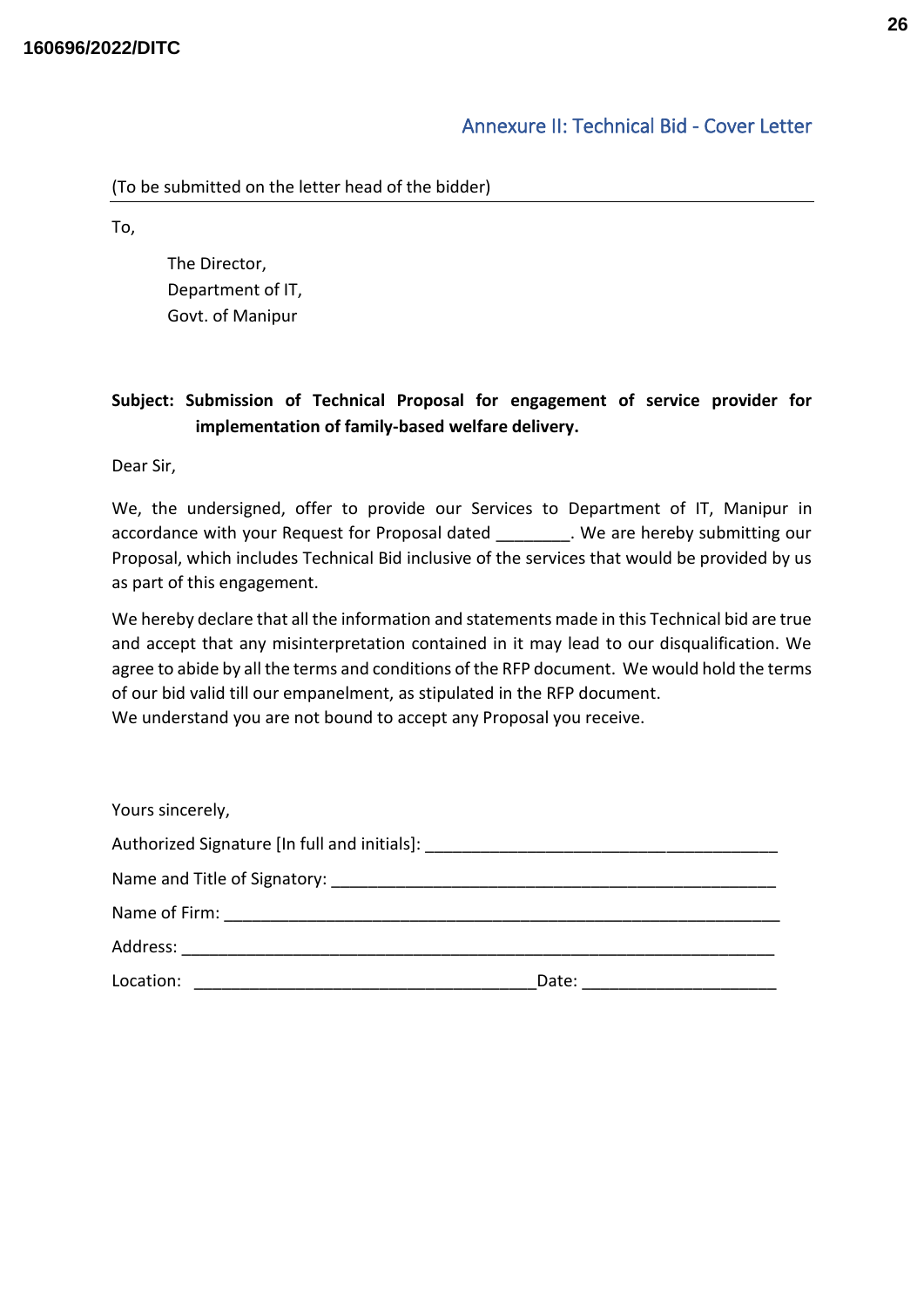## Annexure II: Technical Bid - Cover Letter

(To be submitted on the letter head of the bidder)

To,

The Director,
Department of IT,
Govt. of Manipur

**Subject: Submission of Technical Proposal for engagement of service provider for implementation of family-based welfare delivery.**

Dear Sir,

We, the undersigned, offer to provide our Services to Department of IT, Manipur in accordance with your Request for Proposal dated ________. We are hereby submitting our Proposal, which includes Technical Bid inclusive of the services that would be provided by us as part of this engagement.

We hereby declare that all the information and statements made in this Technical bid are true and accept that any misinterpretation contained in it may lead to our disqualification. We agree to abide by all the terms and conditions of the RFP document. We would hold the terms of our bid valid till our empanelment, as stipulated in the RFP document.
We understand you are not bound to accept any Proposal you receive.

Yours sincerely,

Authorized Signature [In full and initials]: ______________________________________

Name and Title of Signatory: ______________________________________________

Name of Firm: ____________________________________________________________

Address: ________________________________________________________________

Location: ____________________________________Date: _____________________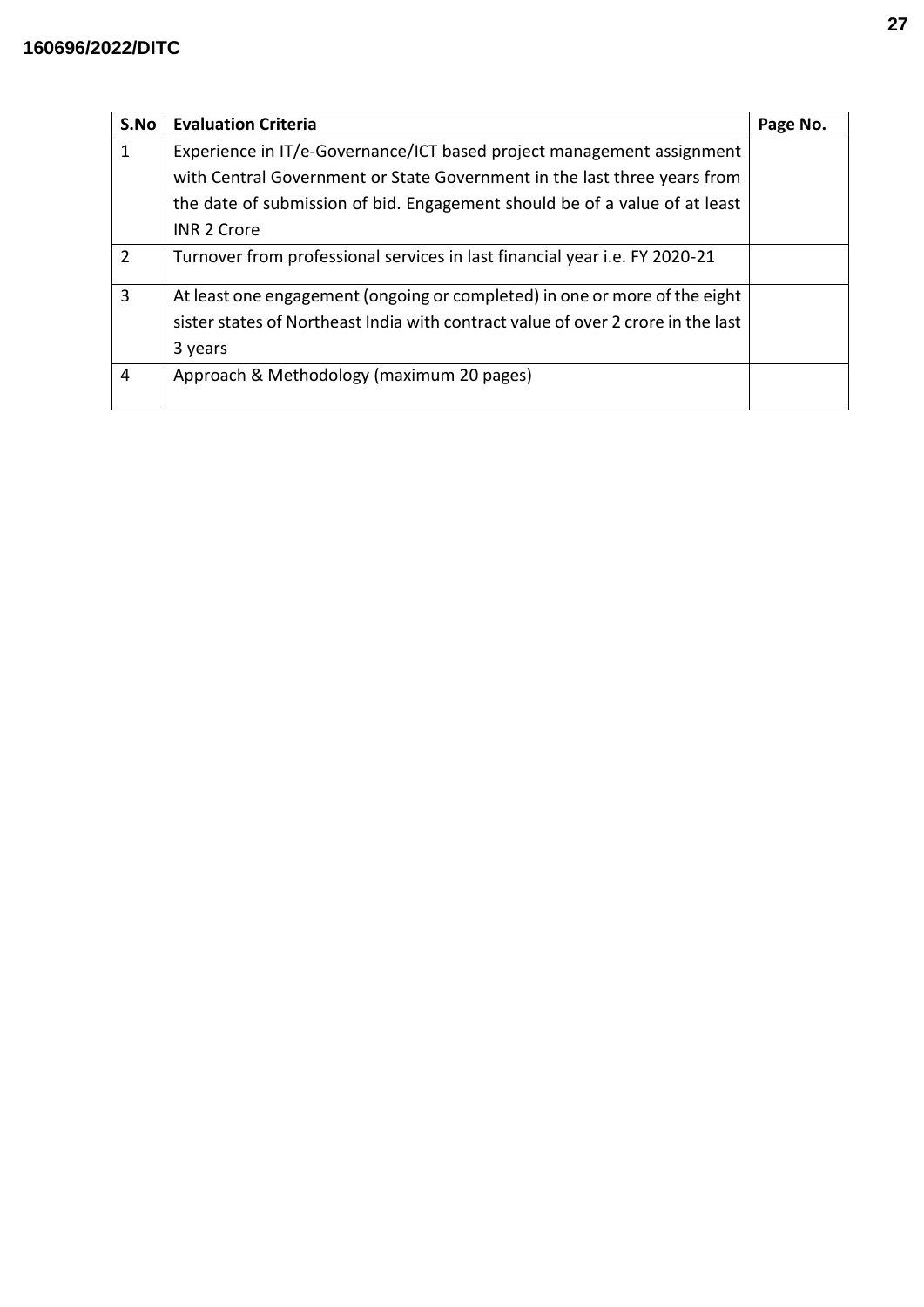| S.No | Evaluation Criteria | Page No. |
| --- | --- | --- |
| 1 | Experience in IT/e-Governance/ICT based project management assignment with Central Government or State Government in the last three years from the date of submission of bid. Engagement should be of a value of at least INR 2 Crore | |
| 2 | Turnover from professional services in last financial year i.e. FY 2020-21 | |
| 3 | At least one engagement (ongoing or completed) in one or more of the eight sister states of Northeast India with contract value of over 2 crore in the last 3 years | |
| 4 | Approach & Methodology (maximum 20 pages) | |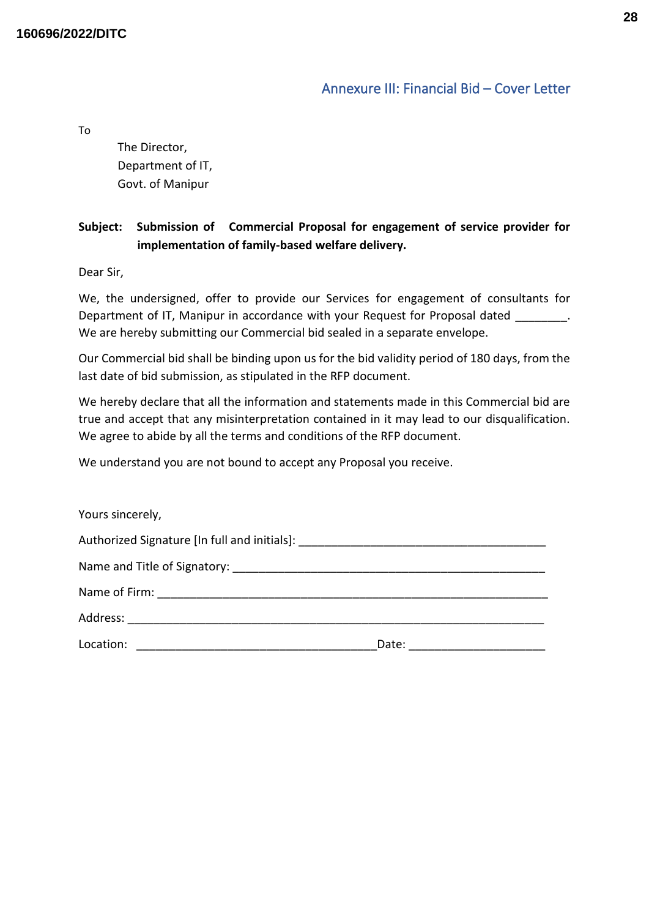## Annexure III: Financial Bid – Cover Letter

To

The Director,
Department of IT,
Govt. of Manipur

**Subject: Submission of Commercial Proposal for engagement of service provider for implementation of family-based welfare delivery.**

Dear Sir,

We, the undersigned, offer to provide our Services for engagement of consultants for Department of IT, Manipur in accordance with your Request for Proposal dated ________. We are hereby submitting our Commercial bid sealed in a separate envelope.

Our Commercial bid shall be binding upon us for the bid validity period of 180 days, from the last date of bid submission, as stipulated in the RFP document.

We hereby declare that all the information and statements made in this Commercial bid are true and accept that any misinterpretation contained in it may lead to our disqualification. We agree to abide by all the terms and conditions of the RFP document.

We understand you are not bound to accept any Proposal you receive.

Yours sincerely,

Authorized Signature [In full and initials]: _______________________________________

Name and Title of Signatory: _________________________________________________

Name of Firm: ______________________________________________________________

Address: _________________________________________________________________

Location: _____________________________________Date: _____________________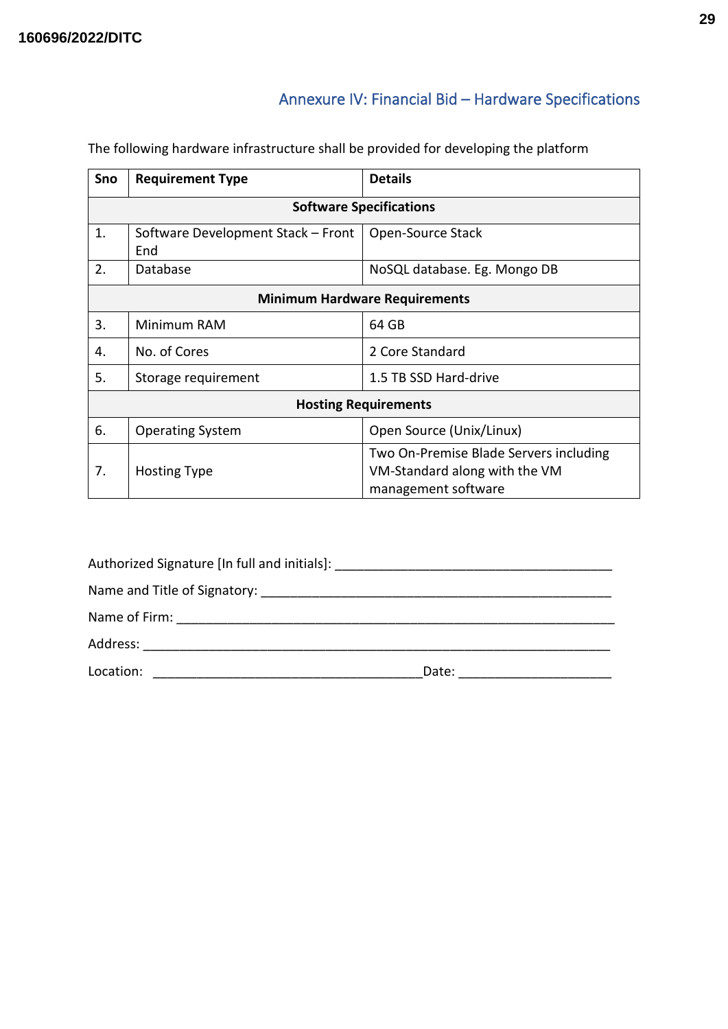## Annexure IV: Financial Bid – Hardware Specifications

The following hardware infrastructure shall be provided for developing the platform

| Sno | Requirement Type | Details |
|---|---|---|
| | **Software Specifications** | |
| 1. | Software Development Stack – Front End | Open-Source Stack |
| 2. | Database | NoSQL database. Eg. Mongo DB |
| | **Minimum Hardware Requirements** | |
| 3. | Minimum RAM | 64 GB |
| 4. | No. of Cores | 2 Core Standard |
| 5. | Storage requirement | 1.5 TB SSD Hard-drive |
| | **Hosting Requirements** | |
| 6. | Operating System | Open Source (Unix/Linux) |
| 7. | Hosting Type | Two On-Premise Blade Servers including VM-Standard along with the VM management software |

Authorized Signature [In full and initials]: ________________________________________

Name and Title of Signatory: __________________________________________________

Name of Firm: ______________________________________________________________

Address: __________________________________________________________________

Location: ____________________________________Date: _____________________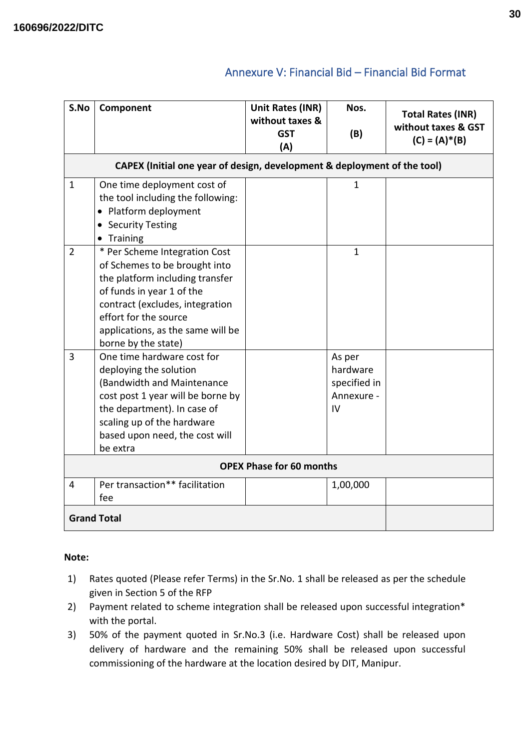## Annexure V: Financial Bid – Financial Bid Format

| S.No | Component | Unit Rates (INR) without taxes & GST (A) | Nos. (B) | Total Rates (INR) without taxes & GST (C) = (A)*(B) |
|---|---|---|---|---|
| **CAPEX (Initial one year of design, development & deployment of the tool)** | | | | |
| 1 | One time deployment cost of the tool including the following: <br>• Platform deployment <br>• Security Testing <br>• Training | | 1 | |
| 2 | * Per Scheme Integration Cost of Schemes to be brought into the platform including transfer of funds in year 1 of the contract (excludes, integration effort for the source applications, as the same will be borne by the state) | | 1 | |
| 3 | One time hardware cost for deploying the solution (Bandwidth and Maintenance cost post 1 year will be borne by the department). In case of scaling up of the hardware based upon need, the cost will be extra | | As per hardware specified in Annexure - IV | |
| **OPEX Phase for 60 months** | | | | |
| 4 | Per transaction** facilitation fee | | 1,00,000 | |
| **Grand Total** | | | | |

**Note:**

1) Rates quoted (Please refer Terms) in the Sr.No. 1 shall be released as per the schedule given in Section 5 of the RFP
2) Payment related to scheme integration shall be released upon successful integration* with the portal.
3) 50% of the payment quoted in Sr.No.3 (i.e. Hardware Cost) shall be released upon delivery of hardware and the remaining 50% shall be released upon successful commissioning of the hardware at the location desired by DIT, Manipur.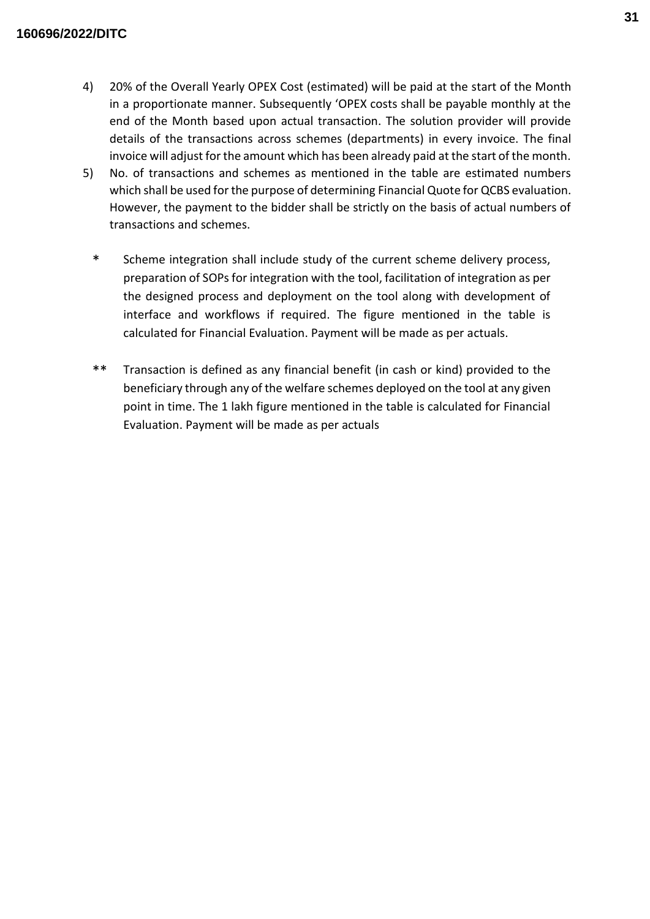4) 20% of the Overall Yearly OPEX Cost (estimated) will be paid at the start of the Month in a proportionate manner. Subsequently 'OPEX costs shall be payable monthly at the end of the Month based upon actual transaction. The solution provider will provide details of the transactions across schemes (departments) in every invoice. The final invoice will adjust for the amount which has been already paid at the start of the month.
5) No. of transactions and schemes as mentioned in the table are estimated numbers which shall be used for the purpose of determining Financial Quote for QCBS evaluation. However, the payment to the bidder shall be strictly on the basis of actual numbers of transactions and schemes.

\* Scheme integration shall include study of the current scheme delivery process, preparation of SOPs for integration with the tool, facilitation of integration as per the designed process and deployment on the tool along with development of interface and workflows if required. The figure mentioned in the table is calculated for Financial Evaluation. Payment will be made as per actuals.

\*\* Transaction is defined as any financial benefit (in cash or kind) provided to the beneficiary through any of the welfare schemes deployed on the tool at any given point in time. The 1 lakh figure mentioned in the table is calculated for Financial Evaluation. Payment will be made as per actuals